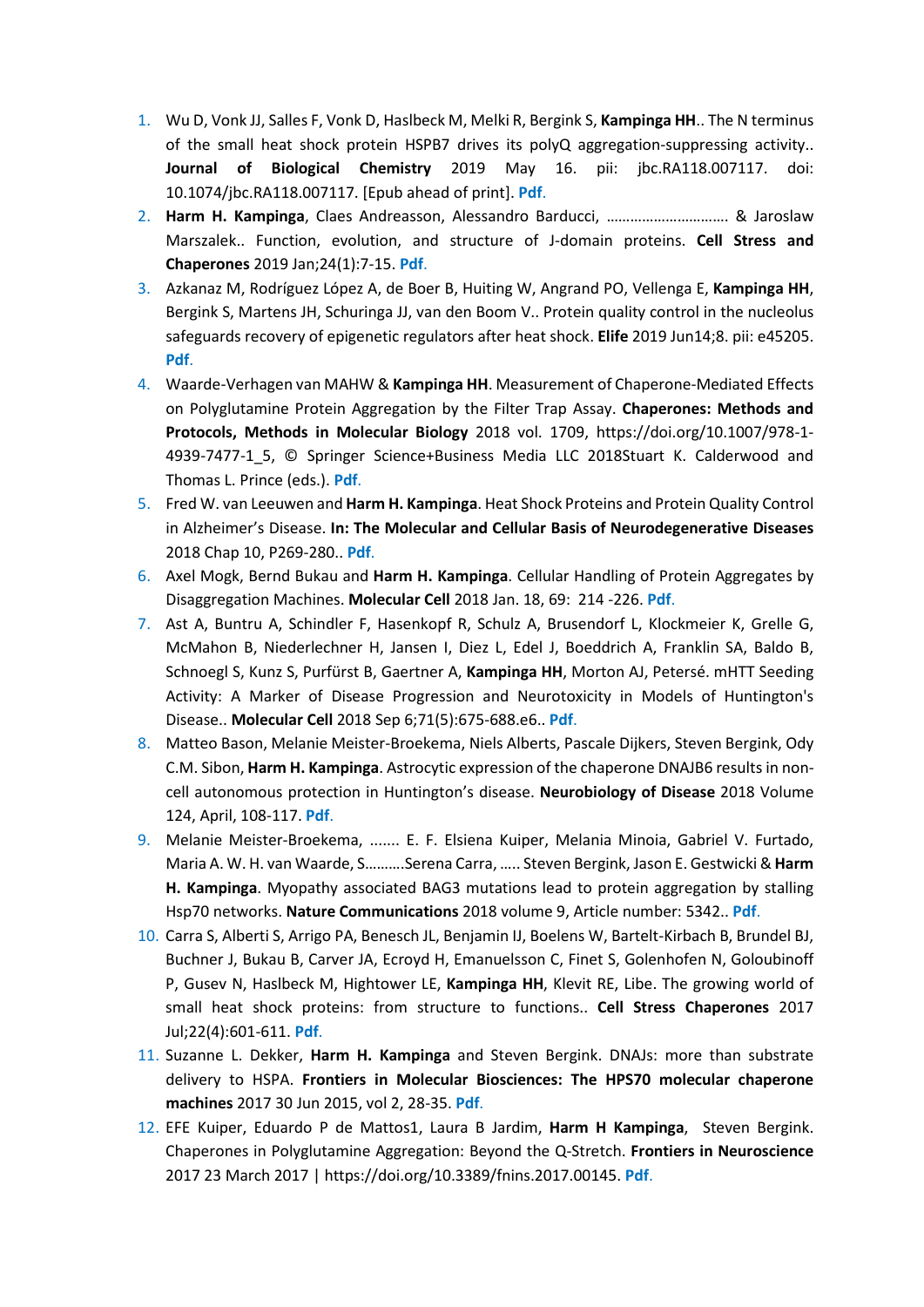1. Wu D, Vonk JJ, Salles F, Vonk D, Haslbeck M, Melki R, Bergink S, **Kampinga HH**.. The N terminus of the small heat shock protein HSPB7 drives its polyQ aggregation-suppressing activity.. **Journal of Biological Chemistry** 2019 May 16. pii: jbc.RA118.007117. doi: 10.1074/jbc.RA118.007117. [Epub ahead of print]. **Pdf**.
2. **Harm H. Kampinga**, Claes Andreasson, Alessandro Barducci, ………………………… & Jaroslaw Marszalek.. Function, evolution, and structure of J-domain proteins. **Cell Stress and Chaperones** 2019 Jan;24(1):7-15. **Pdf**.
3. Azkanaz M, Rodríguez López A, de Boer B, Huiting W, Angrand PO, Vellenga E, **Kampinga HH**, Bergink S, Martens JH, Schuringa JJ, van den Boom V.. Protein quality control in the nucleolus safeguards recovery of epigenetic regulators after heat shock. **Elife** 2019 Jun14;8. pii: e45205. **Pdf**.
4. Waarde-Verhagen van MAHW & **Kampinga HH**. Measurement of Chaperone-Mediated Effects on Polyglutamine Protein Aggregation by the Filter Trap Assay. **Chaperones: Methods and Protocols, Methods in Molecular Biology** 2018 vol. 1709, https://doi.org/10.1007/978-1-4939-7477-1_5, © Springer Science+Business Media LLC 2018Stuart K. Calderwood and Thomas L. Prince (eds.). **Pdf**.
5. Fred W. van Leeuwen and **Harm H. Kampinga**. Heat Shock Proteins and Protein Quality Control in Alzheimer's Disease. **In: The Molecular and Cellular Basis of Neurodegenerative Diseases** 2018 Chap 10, P269-280.. **Pdf**.
6. Axel Mogk, Bernd Bukau and **Harm H. Kampinga**. Cellular Handling of Protein Aggregates by Disaggregation Machines. **Molecular Cell** 2018 Jan. 18, 69: 214 -226. **Pdf**.
7. Ast A, Buntru A, Schindler F, Hasenkopf R, Schulz A, Brusendorf L, Klockmeier K, Grelle G, McMahon B, Niederlechner H, Jansen I, Diez L, Edel J, Boeddrich A, Franklin SA, Baldo B, Schnoegl S, Kunz S, Purfürst B, Gaertner A, **Kampinga HH**, Morton AJ, Petersé. mHTT Seeding Activity: A Marker of Disease Progression and Neurotoxicity in Models of Huntington's Disease.. **Molecular Cell** 2018 Sep 6;71(5):675-688.e6.. **Pdf**.
8. Matteo Bason, Melanie Meister-Broekema, Niels Alberts, Pascale Dijkers, Steven Bergink, Ody C.M. Sibon, **Harm H. Kampinga**. Astrocytic expression of the chaperone DNAJB6 results in non-cell autonomous protection in Huntington's disease. **Neurobiology of Disease** 2018 Volume 124, April, 108-117. **Pdf**.
9. Melanie Meister-Broekema, ....... E. F. Elsiena Kuiper, Melania Minoia, Gabriel V. Furtado, Maria A. W. H. van Waarde, S……….Serena Carra, ….. Steven Bergink, Jason E. Gestwicki & **Harm H. Kampinga**. Myopathy associated BAG3 mutations lead to protein aggregation by stalling Hsp70 networks. **Nature Communications** 2018 volume 9, Article number: 5342.. **Pdf**.
10. Carra S, Alberti S, Arrigo PA, Benesch JL, Benjamin IJ, Boelens W, Bartelt-Kirbach B, Brundel BJ, Buchner J, Bukau B, Carver JA, Ecroyd H, Emanuelsson C, Finet S, Golenhofen N, Goloubinoff P, Gusev N, Haslbeck M, Hightower LE, **Kampinga HH**, Klevit RE, Libe. The growing world of small heat shock proteins: from structure to functions.. **Cell Stress Chaperones** 2017 Jul;22(4):601-611. **Pdf**.
11. Suzanne L. Dekker, **Harm H. Kampinga** and Steven Bergink. DNAJs: more than substrate delivery to HSPA. **Frontiers in Molecular Biosciences: The HPS70 molecular chaperone machines** 2017 30 Jun 2015, vol 2, 28-35. **Pdf**.
12. EFE Kuiper, Eduardo P de Mattos1, Laura B Jardim, **Harm H Kampinga**, Steven Bergink. Chaperones in Polyglutamine Aggregation: Beyond the Q-Stretch. **Frontiers in Neuroscience** 2017 23 March 2017 | https://doi.org/10.3389/fnins.2017.00145. **Pdf**.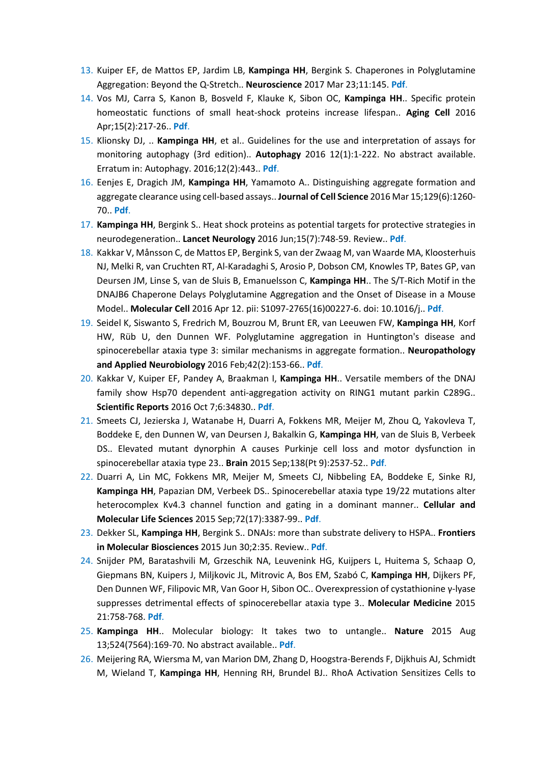13. Kuiper EF, de Mattos EP, Jardim LB, **Kampinga HH**, Bergink S. Chaperones in Polyglutamine Aggregation: Beyond the Q-Stretch.. **Neuroscience** 2017 Mar 23;11:145. **Pdf.**
14. Vos MJ, Carra S, Kanon B, Bosveld F, Klauke K, Sibon OC, **Kampinga HH**.. Specific protein homeostatic functions of small heat-shock proteins increase lifespan.. **Aging Cell** 2016 Apr;15(2):217-26.. **Pdf.**
15. Klionsky DJ, .. **Kampinga HH**, et al.. Guidelines for the use and interpretation of assays for monitoring autophagy (3rd edition).. **Autophagy** 2016 12(1):1-222. No abstract available. Erratum in: Autophagy. 2016;12(2):443.. **Pdf.**
16. Eenjes E, Dragich JM, **Kampinga HH**, Yamamoto A.. Distinguishing aggregate formation and aggregate clearance using cell-based assays.. **Journal of Cell Science** 2016 Mar 15;129(6):1260-70.. **Pdf.**
17. **Kampinga HH**, Bergink S.. Heat shock proteins as potential targets for protective strategies in neurodegeneration.. **Lancet Neurology** 2016 Jun;15(7):748-59. Review.. **Pdf.**
18. Kakkar V, Månsson C, de Mattos EP, Bergink S, van der Zwaag M, van Waarde MA, Kloosterhuis NJ, Melki R, van Cruchten RT, Al-Karadaghi S, Arosio P, Dobson CM, Knowles TP, Bates GP, van Deursen JM, Linse S, van de Sluis B, Emanuelsson C, **Kampinga HH**.. The S/T-Rich Motif in the DNAJB6 Chaperone Delays Polyglutamine Aggregation and the Onset of Disease in a Mouse Model.. **Molecular Cell** 2016 Apr 12. pii: S1097-2765(16)00227-6. doi: 10.1016/j.. **Pdf.**
19. Seidel K, Siswanto S, Fredrich M, Bouzrou M, Brunt ER, van Leeuwen FW, **Kampinga HH**, Korf HW, Rüb U, den Dunnen WF. Polyglutamine aggregation in Huntington's disease and spinocerebellar ataxia type 3: similar mechanisms in aggregate formation.. **Neuropathology and Applied Neurobiology** 2016 Feb;42(2):153-66.. **Pdf.**
20. Kakkar V, Kuiper EF, Pandey A, Braakman I, **Kampinga HH**.. Versatile members of the DNAJ family show Hsp70 dependent anti-aggregation activity on RING1 mutant parkin C289G.. **Scientific Reports** 2016 Oct 7;6:34830.. **Pdf.**
21. Smeets CJ, Jezierska J, Watanabe H, Duarri A, Fokkens MR, Meijer M, Zhou Q, Yakovleva T, Boddeke E, den Dunnen W, van Deursen J, Bakalkin G, **Kampinga HH**, van de Sluis B, Verbeek DS.. Elevated mutant dynorphin A causes Purkinje cell loss and motor dysfunction in spinocerebellar ataxia type 23.. **Brain** 2015 Sep;138(Pt 9):2537-52.. **Pdf.**
22. Duarri A, Lin MC, Fokkens MR, Meijer M, Smeets CJ, Nibbeling EA, Boddeke E, Sinke RJ, **Kampinga HH**, Papazian DM, Verbeek DS.. Spinocerebellar ataxia type 19/22 mutations alter heterocomplex Kv4.3 channel function and gating in a dominant manner.. **Cellular and Molecular Life Sciences** 2015 Sep;72(17):3387-99.. **Pdf.**
23. Dekker SL, **Kampinga HH**, Bergink S.. DNAJs: more than substrate delivery to HSPA.. **Frontiers in Molecular Biosciences** 2015 Jun 30;2:35. Review.. **Pdf.**
24. Snijder PM, Baratashvili M, Grzeschik NA, Leuvenink HG, Kuijpers L, Huitema S, Schaap O, Giepmans BN, Kuipers J, Miljkovic JL, Mitrovic A, Bos EM, Szabó C, **Kampinga HH**, Dijkers PF, Den Dunnen WF, Filipovic MR, Van Goor H, Sibon OC.. Overexpression of cystathionine γ-lyase suppresses detrimental effects of spinocerebellar ataxia type 3.. **Molecular Medicine** 2015 21:758-768. **Pdf.**
25. **Kampinga HH**.. Molecular biology: It takes two to untangle.. **Nature** 2015 Aug 13;524(7564):169-70. No abstract available.. **Pdf.**
26. Meijering RA, Wiersma M, van Marion DM, Zhang D, Hoogstra-Berends F, Dijkhuis AJ, Schmidt M, Wieland T, **Kampinga HH**, Henning RH, Brundel BJ.. RhoA Activation Sensitizes Cells to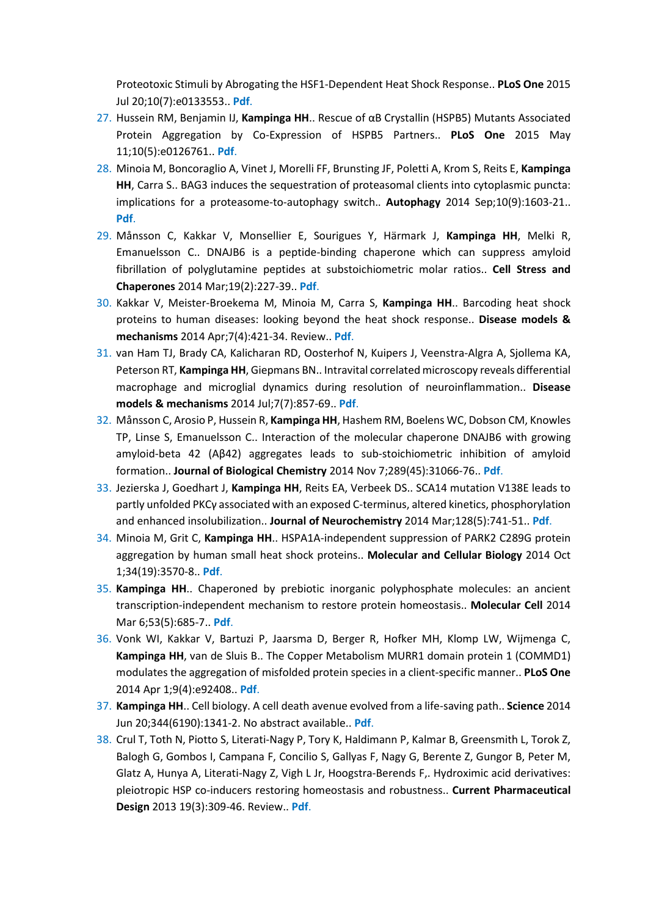Proteotoxic Stimuli by Abrogating the HSF1-Dependent Heat Shock Response.. **PLoS One** 2015 Jul 20;10(7):e0133553.. Pdf.

27. Hussein RM, Benjamin IJ, **Kampinga HH**.. Rescue of αB Crystallin (HSPB5) Mutants Associated Protein Aggregation by Co-Expression of HSPB5 Partners.. **PLoS One** 2015 May 11;10(5):e0126761.. Pdf.
28. Minoia M, Boncoraglio A, Vinet J, Morelli FF, Brunsting JF, Poletti A, Krom S, Reits E, **Kampinga HH**, Carra S.. BAG3 induces the sequestration of proteasomal clients into cytoplasmic puncta: implications for a proteasome-to-autophagy switch.. **Autophagy** 2014 Sep;10(9):1603-21.. Pdf.
29. Månsson C, Kakkar V, Monsellier E, Sourigues Y, Härmark J, **Kampinga HH**, Melki R, Emanuelsson C.. DNAJB6 is a peptide-binding chaperone which can suppress amyloid fibrillation of polyglutamine peptides at substoichiometric molar ratios.. **Cell Stress and Chaperones** 2014 Mar;19(2):227-39.. Pdf.
30. Kakkar V, Meister-Broekema M, Minoia M, Carra S, **Kampinga HH**.. Barcoding heat shock proteins to human diseases: looking beyond the heat shock response.. **Disease models & mechanisms** 2014 Apr;7(4):421-34. Review.. Pdf.
31. van Ham TJ, Brady CA, Kalicharan RD, Oosterhof N, Kuipers J, Veenstra-Algra A, Sjollema KA, Peterson RT, **Kampinga HH**, Giepmans BN.. Intravital correlated microscopy reveals differential macrophage and microglial dynamics during resolution of neuroinflammation.. **Disease models & mechanisms** 2014 Jul;7(7):857-69.. Pdf.
32. Månsson C, Arosio P, Hussein R, **Kampinga HH**, Hashem RM, Boelens WC, Dobson CM, Knowles TP, Linse S, Emanuelsson C.. Interaction of the molecular chaperone DNAJB6 with growing amyloid-beta 42 (Aβ42) aggregates leads to sub-stoichiometric inhibition of amyloid formation.. **Journal of Biological Chemistry** 2014 Nov 7;289(45):31066-76.. Pdf.
33. Jezierska J, Goedhart J, **Kampinga HH**, Reits EA, Verbeek DS.. SCA14 mutation V138E leads to partly unfolded PKCγ associated with an exposed C-terminus, altered kinetics, phosphorylation and enhanced insolubilization.. **Journal of Neurochemistry** 2014 Mar;128(5):741-51.. Pdf.
34. Minoia M, Grit C, **Kampinga HH**.. HSPA1A-independent suppression of PARK2 C289G protein aggregation by human small heat shock proteins.. **Molecular and Cellular Biology** 2014 Oct 1;34(19):3570-8.. Pdf.
35. **Kampinga HH**.. Chaperoned by prebiotic inorganic polyphosphate molecules: an ancient transcription-independent mechanism to restore protein homeostasis.. **Molecular Cell** 2014 Mar 6;53(5):685-7.. Pdf.
36. Vonk WI, Kakkar V, Bartuzi P, Jaarsma D, Berger R, Hofker MH, Klomp LW, Wijmenga C, **Kampinga HH**, van de Sluis B.. The Copper Metabolism MURR1 domain protein 1 (COMMD1) modulates the aggregation of misfolded protein species in a client-specific manner.. **PLoS One** 2014 Apr 1;9(4):e92408.. Pdf.
37. **Kampinga HH**.. Cell biology. A cell death avenue evolved from a life-saving path.. **Science** 2014 Jun 20;344(6190):1341-2. No abstract available.. Pdf.
38. Crul T, Toth N, Piotto S, Literati-Nagy P, Tory K, Haldimann P, Kalmar B, Greensmith L, Torok Z, Balogh G, Gombos I, Campana F, Concilio S, Gallyas F, Nagy G, Berente Z, Gungor B, Peter M, Glatz A, Hunya A, Literati-Nagy Z, Vigh L Jr, Hoogstra-Berends F,. Hydroximic acid derivatives: pleiotropic HSP co-inducers restoring homeostasis and robustness.. **Current Pharmaceutical Design** 2013 19(3):309-46. Review.. Pdf.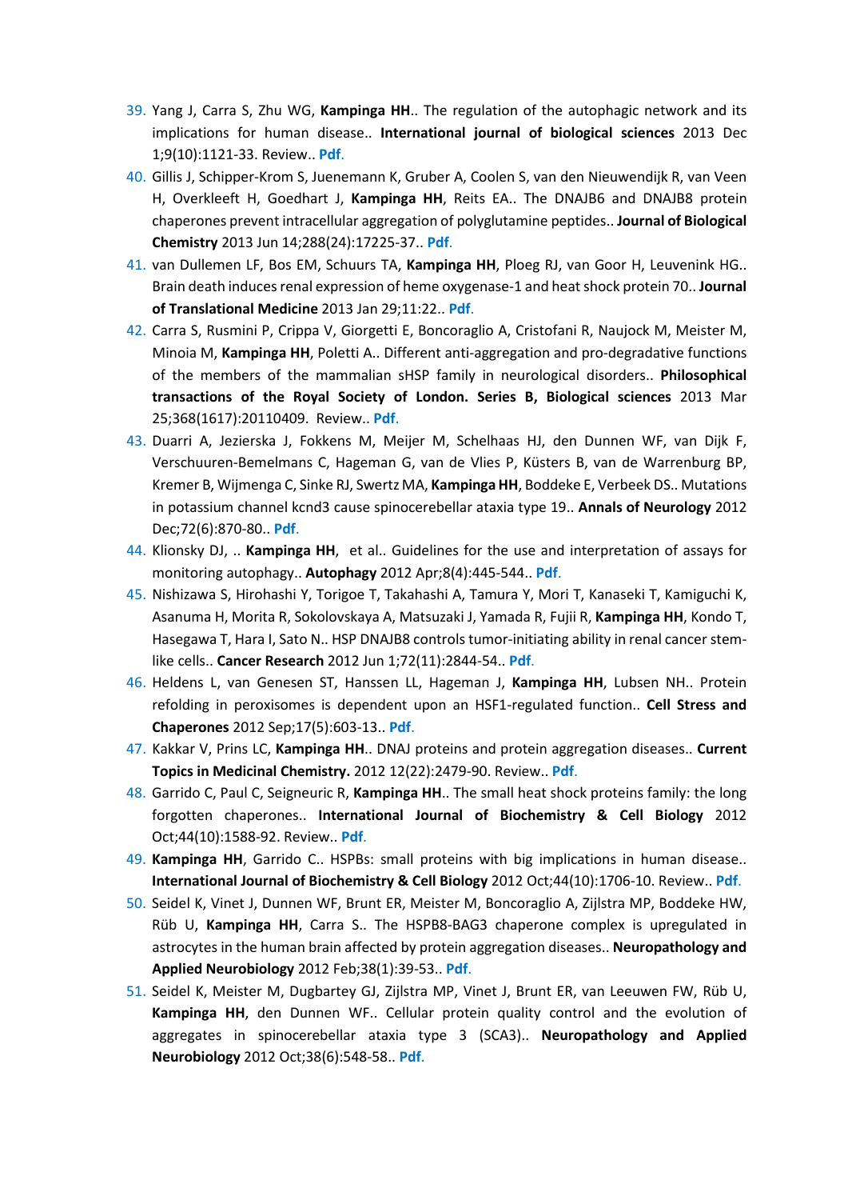39. Yang J, Carra S, Zhu WG, **Kampinga HH**.. The regulation of the autophagic network and its implications for human disease.. **International journal of biological sciences** 2013 Dec 1;9(10):1121-33. Review.. Pdf.
40. Gillis J, Schipper-Krom S, Juenemann K, Gruber A, Coolen S, van den Nieuwendijk R, van Veen H, Overkleeft H, Goedhart J, **Kampinga HH**, Reits EA.. The DNAJB6 and DNAJB8 protein chaperones prevent intracellular aggregation of polyglutamine peptides.. **Journal of Biological Chemistry** 2013 Jun 14;288(24):17225-37.. Pdf.
41. van Dullemen LF, Bos EM, Schuurs TA, **Kampinga HH**, Ploeg RJ, van Goor H, Leuvenink HG.. Brain death induces renal expression of heme oxygenase-1 and heat shock protein 70.. **Journal of Translational Medicine** 2013 Jan 29;11:22.. Pdf.
42. Carra S, Rusmini P, Crippa V, Giorgetti E, Boncoraglio A, Cristofani R, Naujock M, Meister M, Minoia M, **Kampinga HH**, Poletti A.. Different anti-aggregation and pro-degradative functions of the members of the mammalian sHSP family in neurological disorders.. **Philosophical transactions of the Royal Society of London. Series B, Biological sciences** 2013 Mar 25;368(1617):20110409. Review.. Pdf.
43. Duarri A, Jezierska J, Fokkens M, Meijer M, Schelhaas HJ, den Dunnen WF, van Dijk F, Verschuuren-Bemelmans C, Hageman G, van de Vlies P, Küsters B, van de Warrenburg BP, Kremer B, Wijmenga C, Sinke RJ, Swertz MA, **Kampinga HH**, Boddeke E, Verbeek DS.. Mutations in potassium channel kcnd3 cause spinocerebellar ataxia type 19.. **Annals of Neurology** 2012 Dec;72(6):870-80.. Pdf.
44. Klionsky DJ, .. **Kampinga HH**, et al.. Guidelines for the use and interpretation of assays for monitoring autophagy.. **Autophagy** 2012 Apr;8(4):445-544.. Pdf.
45. Nishizawa S, Hirohashi Y, Torigoe T, Takahashi A, Tamura Y, Mori T, Kanaseki T, Kamiguchi K, Asanuma H, Morita R, Sokolovskaya A, Matsuzaki J, Yamada R, Fujii R, **Kampinga HH**, Kondo T, Hasegawa T, Hara I, Sato N.. HSP DNAJB8 controls tumor-initiating ability in renal cancer stem-like cells.. **Cancer Research** 2012 Jun 1;72(11):2844-54.. Pdf.
46. Heldens L, van Genesen ST, Hanssen LL, Hageman J, **Kampinga HH**, Lubsen NH.. Protein refolding in peroxisomes is dependent upon an HSF1-regulated function.. **Cell Stress and Chaperones** 2012 Sep;17(5):603-13.. Pdf.
47. Kakkar V, Prins LC, **Kampinga HH**.. DNAJ proteins and protein aggregation diseases.. **Current Topics in Medicinal Chemistry.** 2012 12(22):2479-90. Review.. Pdf.
48. Garrido C, Paul C, Seigneuric R, **Kampinga HH**.. The small heat shock proteins family: the long forgotten chaperones.. **International Journal of Biochemistry & Cell Biology** 2012 Oct;44(10):1588-92. Review.. Pdf.
49. **Kampinga HH**, Garrido C.. HSPBs: small proteins with big implications in human disease.. **International Journal of Biochemistry & Cell Biology** 2012 Oct;44(10):1706-10. Review.. Pdf.
50. Seidel K, Vinet J, Dunnen WF, Brunt ER, Meister M, Boncoraglio A, Zijlstra MP, Boddeke HW, Rüb U, **Kampinga HH**, Carra S.. The HSPB8-BAG3 chaperone complex is upregulated in astrocytes in the human brain affected by protein aggregation diseases.. **Neuropathology and Applied Neurobiology** 2012 Feb;38(1):39-53.. Pdf.
51. Seidel K, Meister M, Dugbartey GJ, Zijlstra MP, Vinet J, Brunt ER, van Leeuwen FW, Rüb U, **Kampinga HH**, den Dunnen WF.. Cellular protein quality control and the evolution of aggregates in spinocerebellar ataxia type 3 (SCA3).. **Neuropathology and Applied Neurobiology** 2012 Oct;38(6):548-58.. Pdf.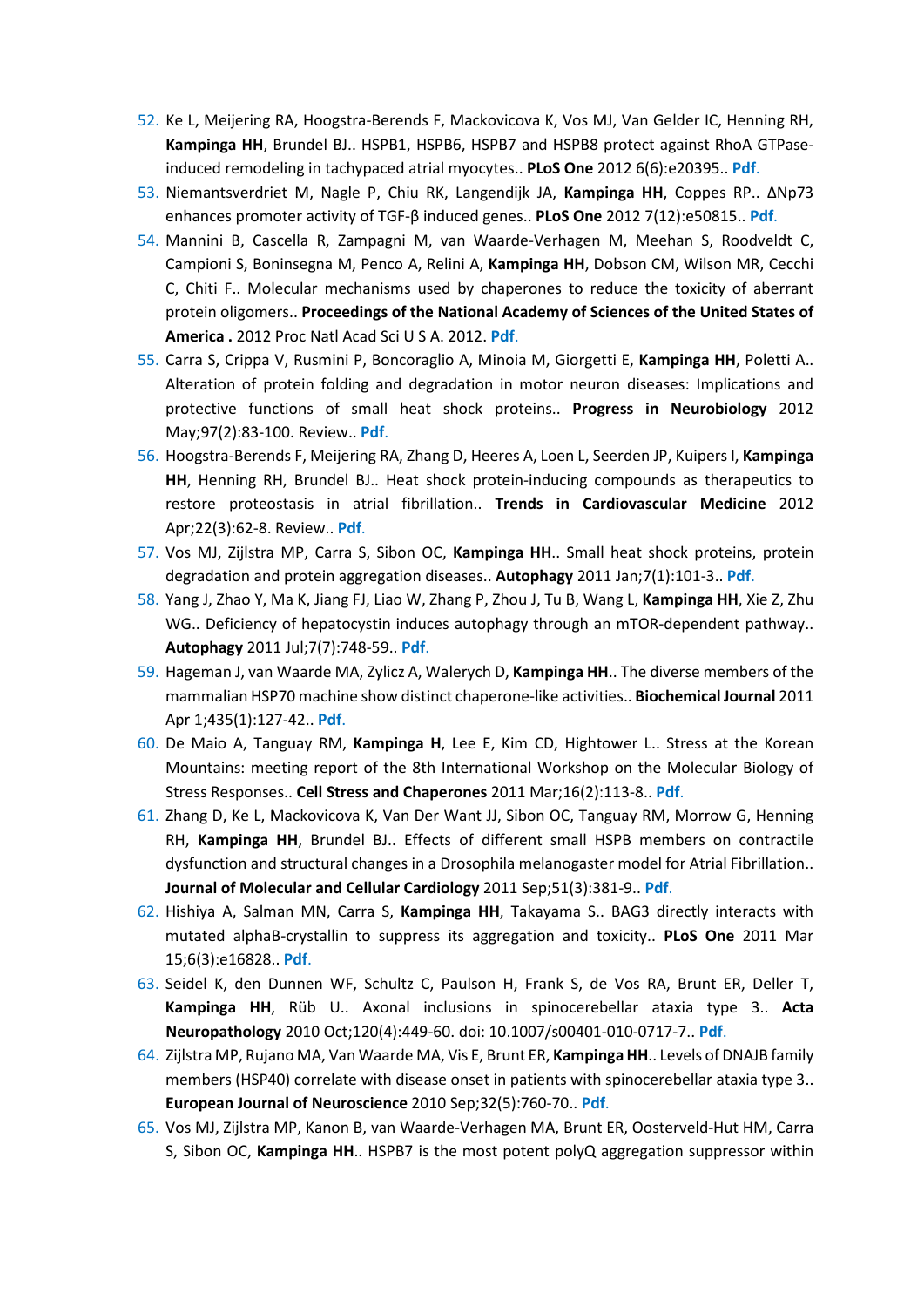52. Ke L, Meijering RA, Hoogstra-Berends F, Mackovicova K, Vos MJ, Van Gelder IC, Henning RH, **Kampinga HH**, Brundel BJ.. HSPB1, HSPB6, HSPB7 and HSPB8 protect against RhoA GTPase-induced remodeling in tachypaced atrial myocytes.. **PLoS One** 2012 6(6):e20395.. **Pdf.**
53. Niemantsverdriet M, Nagle P, Chiu RK, Langendijk JA, **Kampinga HH**, Coppes RP.. ΔNp73 enhances promoter activity of TGF-β induced genes.. **PLoS One** 2012 7(12):e50815.. **Pdf.**
54. Mannini B, Cascella R, Zampagni M, van Waarde-Verhagen M, Meehan S, Roodveldt C, Campioni S, Boninsegna M, Penco A, Relini A, **Kampinga HH**, Dobson CM, Wilson MR, Cecchi C, Chiti F.. Molecular mechanisms used by chaperones to reduce the toxicity of aberrant protein oligomers.. **Proceedings of the National Academy of Sciences of the United States of America .** 2012 Proc Natl Acad Sci U S A. 2012. **Pdf.**
55. Carra S, Crippa V, Rusmini P, Boncoraglio A, Minoia M, Giorgetti E, **Kampinga HH**, Poletti A.. Alteration of protein folding and degradation in motor neuron diseases: Implications and protective functions of small heat shock proteins.. **Progress in Neurobiology** 2012 May;97(2):83-100. Review.. **Pdf.**
56. Hoogstra-Berends F, Meijering RA, Zhang D, Heeres A, Loen L, Seerden JP, Kuipers I, **Kampinga HH**, Henning RH, Brundel BJ.. Heat shock protein-inducing compounds as therapeutics to restore proteostasis in atrial fibrillation.. **Trends in Cardiovascular Medicine** 2012 Apr;22(3):62-8. Review.. **Pdf.**
57. Vos MJ, Zijlstra MP, Carra S, Sibon OC, **Kampinga HH**.. Small heat shock proteins, protein degradation and protein aggregation diseases.. **Autophagy** 2011 Jan;7(1):101-3.. **Pdf.**
58. Yang J, Zhao Y, Ma K, Jiang FJ, Liao W, Zhang P, Zhou J, Tu B, Wang L, **Kampinga HH**, Xie Z, Zhu WG.. Deficiency of hepatocystin induces autophagy through an mTOR-dependent pathway.. **Autophagy** 2011 Jul;7(7):748-59.. **Pdf.**
59. Hageman J, van Waarde MA, Zylicz A, Walerych D, **Kampinga HH**.. The diverse members of the mammalian HSP70 machine show distinct chaperone-like activities.. **Biochemical Journal** 2011 Apr 1;435(1):127-42.. **Pdf.**
60. De Maio A, Tanguay RM, **Kampinga H**, Lee E, Kim CD, Hightower L.. Stress at the Korean Mountains: meeting report of the 8th International Workshop on the Molecular Biology of Stress Responses.. **Cell Stress and Chaperones** 2011 Mar;16(2):113-8.. **Pdf.**
61. Zhang D, Ke L, Mackovicova K, Van Der Want JJ, Sibon OC, Tanguay RM, Morrow G, Henning RH, **Kampinga HH**, Brundel BJ.. Effects of different small HSPB members on contractile dysfunction and structural changes in a Drosophila melanogaster model for Atrial Fibrillation.. **Journal of Molecular and Cellular Cardiology** 2011 Sep;51(3):381-9.. **Pdf.**
62. Hishiya A, Salman MN, Carra S, **Kampinga HH**, Takayama S.. BAG3 directly interacts with mutated alphaB-crystallin to suppress its aggregation and toxicity.. **PLoS One** 2011 Mar 15;6(3):e16828.. **Pdf.**
63. Seidel K, den Dunnen WF, Schultz C, Paulson H, Frank S, de Vos RA, Brunt ER, Deller T, **Kampinga HH**, Rüb U.. Axonal inclusions in spinocerebellar ataxia type 3.. **Acta Neuropathology** 2010 Oct;120(4):449-60. doi: 10.1007/s00401-010-0717-7.. **Pdf.**
64. Zijlstra MP, Rujano MA, Van Waarde MA, Vis E, Brunt ER, **Kampinga HH**.. Levels of DNAJB family members (HSP40) correlate with disease onset in patients with spinocerebellar ataxia type 3.. **European Journal of Neuroscience** 2010 Sep;32(5):760-70.. **Pdf.**
65. Vos MJ, Zijlstra MP, Kanon B, van Waarde-Verhagen MA, Brunt ER, Oosterveld-Hut HM, Carra S, Sibon OC, **Kampinga HH**.. HSPB7 is the most potent polyQ aggregation suppressor within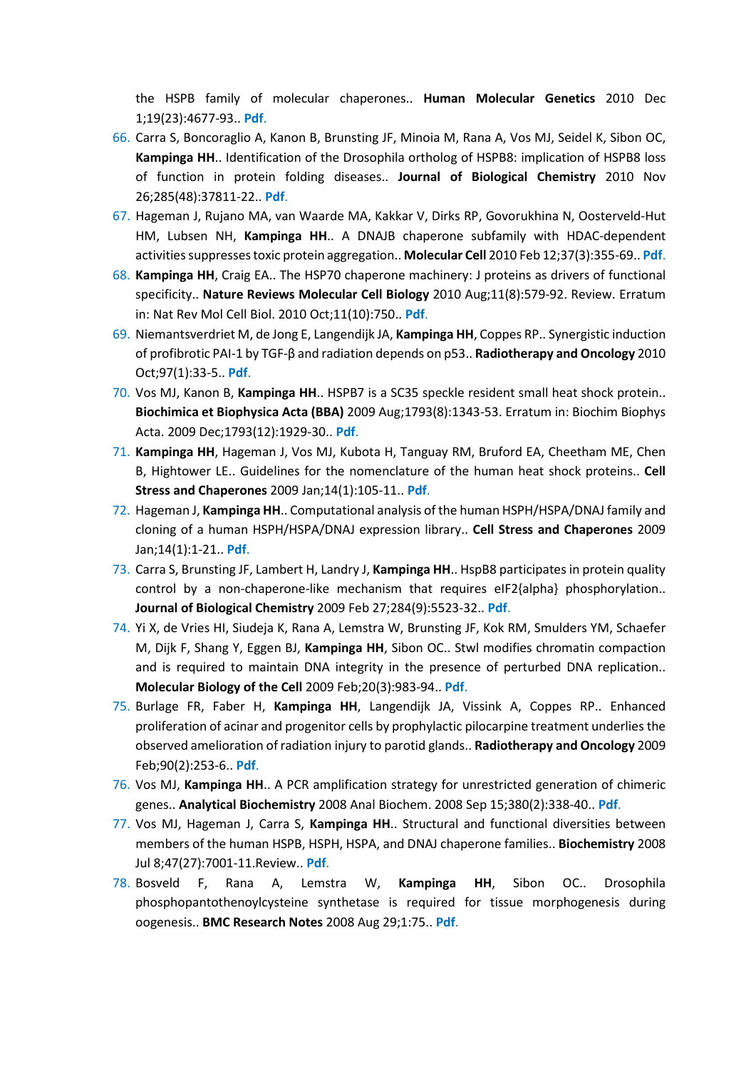the HSPB family of molecular chaperones.. **Human Molecular Genetics** 2010 Dec 1;19(23):4677-93.. Pdf.

66. Carra S, Boncoraglio A, Kanon B, Brunsting JF, Minoia M, Rana A, Vos MJ, Seidel K, Sibon OC, **Kampinga HH**.. Identification of the Drosophila ortholog of HSPB8: implication of HSPB8 loss of function in protein folding diseases.. **Journal of Biological Chemistry** 2010 Nov 26;285(48):37811-22.. Pdf.
67. Hageman J, Rujano MA, van Waarde MA, Kakkar V, Dirks RP, Govorukhina N, Oosterveld-Hut HM, Lubsen NH, **Kampinga HH**.. A DNAJB chaperone subfamily with HDAC-dependent activities suppresses toxic protein aggregation.. **Molecular Cell** 2010 Feb 12;37(3):355-69.. Pdf.
68. **Kampinga HH**, Craig EA.. The HSP70 chaperone machinery: J proteins as drivers of functional specificity.. **Nature Reviews Molecular Cell Biology** 2010 Aug;11(8):579-92. Review. Erratum in: Nat Rev Mol Cell Biol. 2010 Oct;11(10):750.. Pdf.
69. Niemantsverdriet M, de Jong E, Langendijk JA, **Kampinga HH**, Coppes RP.. Synergistic induction of profibrotic PAI-1 by TGF-β and radiation depends on p53.. **Radiotherapy and Oncology** 2010 Oct;97(1):33-5.. Pdf.
70. Vos MJ, Kanon B, **Kampinga HH**.. HSPB7 is a SC35 speckle resident small heat shock protein.. **Biochimica et Biophysica Acta (BBA)** 2009 Aug;1793(8):1343-53. Erratum in: Biochim Biophys Acta. 2009 Dec;1793(12):1929-30.. Pdf.
71. **Kampinga HH**, Hageman J, Vos MJ, Kubota H, Tanguay RM, Bruford EA, Cheetham ME, Chen B, Hightower LE.. Guidelines for the nomenclature of the human heat shock proteins.. **Cell Stress and Chaperones** 2009 Jan;14(1):105-11.. Pdf.
72. Hageman J, **Kampinga HH**.. Computational analysis of the human HSPH/HSPA/DNAJ family and cloning of a human HSPH/HSPA/DNAJ expression library.. **Cell Stress and Chaperones** 2009 Jan;14(1):1-21.. Pdf.
73. Carra S, Brunsting JF, Lambert H, Landry J, **Kampinga HH**.. HspB8 participates in protein quality control by a non-chaperone-like mechanism that requires eIF2{alpha} phosphorylation.. **Journal of Biological Chemistry** 2009 Feb 27;284(9):5523-32.. Pdf.
74. Yi X, de Vries HI, Siudeja K, Rana A, Lemstra W, Brunsting JF, Kok RM, Smulders YM, Schaefer M, Dijk F, Shang Y, Eggen BJ, **Kampinga HH**, Sibon OC.. Stwl modifies chromatin compaction and is required to maintain DNA integrity in the presence of perturbed DNA replication.. **Molecular Biology of the Cell** 2009 Feb;20(3):983-94.. Pdf.
75. Burlage FR, Faber H, **Kampinga HH**, Langendijk JA, Vissink A, Coppes RP.. Enhanced proliferation of acinar and progenitor cells by prophylactic pilocarpine treatment underlies the observed amelioration of radiation injury to parotid glands.. **Radiotherapy and Oncology** 2009 Feb;90(2):253-6.. Pdf.
76. Vos MJ, **Kampinga HH**.. A PCR amplification strategy for unrestricted generation of chimeric genes.. **Analytical Biochemistry** 2008 Anal Biochem. 2008 Sep 15;380(2):338-40.. Pdf.
77. Vos MJ, Hageman J, Carra S, **Kampinga HH**.. Structural and functional diversities between members of the human HSPB, HSPH, HSPA, and DNAJ chaperone families.. **Biochemistry** 2008 Jul 8;47(27):7001-11.Review.. Pdf.
78. Bosveld F, Rana A, Lemstra W, **Kampinga HH**, Sibon OC.. Drosophila phosphopantothenoylcysteine synthetase is required for tissue morphogenesis during oogenesis.. **BMC Research Notes** 2008 Aug 29;1:75.. Pdf.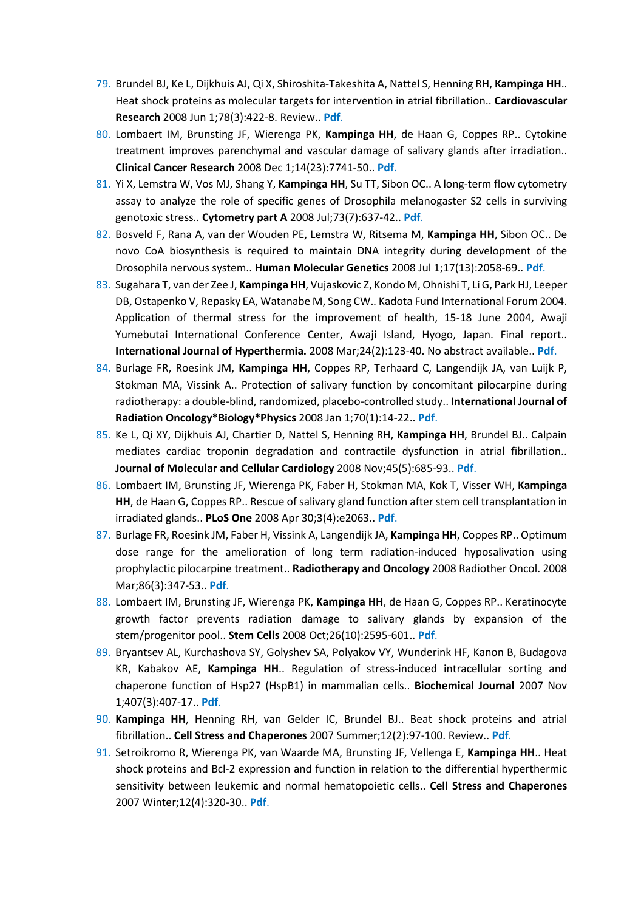79. Brundel BJ, Ke L, Dijkhuis AJ, Qi X, Shiroshita-Takeshita A, Nattel S, Henning RH, **Kampinga HH**.. Heat shock proteins as molecular targets for intervention in atrial fibrillation.. **Cardiovascular Research** 2008 Jun 1;78(3):422-8. Review.. **Pdf.**
80. Lombaert IM, Brunsting JF, Wierenga PK, **Kampinga HH**, de Haan G, Coppes RP.. Cytokine treatment improves parenchymal and vascular damage of salivary glands after irradiation.. **Clinical Cancer Research** 2008 Dec 1;14(23):7741-50.. **Pdf.**
81. Yi X, Lemstra W, Vos MJ, Shang Y, **Kampinga HH**, Su TT, Sibon OC.. A long-term flow cytometry assay to analyze the role of specific genes of Drosophila melanogaster S2 cells in surviving genotoxic stress.. **Cytometry part A** 2008 Jul;73(7):637-42.. **Pdf.**
82. Bosveld F, Rana A, van der Wouden PE, Lemstra W, Ritsema M, **Kampinga HH**, Sibon OC.. De novo CoA biosynthesis is required to maintain DNA integrity during development of the Drosophila nervous system.. **Human Molecular Genetics** 2008 Jul 1;17(13):2058-69.. **Pdf.**
83. Sugahara T, van der Zee J, **Kampinga HH**, Vujaskovic Z, Kondo M, Ohnishi T, Li G, Park HJ, Leeper DB, Ostapenko V, Repasky EA, Watanabe M, Song CW.. Kadota Fund International Forum 2004. Application of thermal stress for the improvement of health, 15-18 June 2004, Awaji Yumebutai International Conference Center, Awaji Island, Hyogo, Japan. Final report.. **International Journal of Hyperthermia.** 2008 Mar;24(2):123-40. No abstract available.. **Pdf.**
84. Burlage FR, Roesink JM, **Kampinga HH**, Coppes RP, Terhaard C, Langendijk JA, van Luijk P, Stokman MA, Vissink A.. Protection of salivary function by concomitant pilocarpine during radiotherapy: a double-blind, randomized, placebo-controlled study.. **International Journal of Radiation Oncology*Biology*Physics** 2008 Jan 1;70(1):14-22.. **Pdf.**
85. Ke L, Qi XY, Dijkhuis AJ, Chartier D, Nattel S, Henning RH, **Kampinga HH**, Brundel BJ.. Calpain mediates cardiac troponin degradation and contractile dysfunction in atrial fibrillation.. **Journal of Molecular and Cellular Cardiology** 2008 Nov;45(5):685-93.. **Pdf.**
86. Lombaert IM, Brunsting JF, Wierenga PK, Faber H, Stokman MA, Kok T, Visser WH, **Kampinga HH**, de Haan G, Coppes RP.. Rescue of salivary gland function after stem cell transplantation in irradiated glands.. **PLoS One** 2008 Apr 30;3(4):e2063.. **Pdf.**
87. Burlage FR, Roesink JM, Faber H, Vissink A, Langendijk JA, **Kampinga HH**, Coppes RP.. Optimum dose range for the amelioration of long term radiation-induced hyposalivation using prophylactic pilocarpine treatment.. **Radiotherapy and Oncology** 2008 Radiother Oncol. 2008 Mar;86(3):347-53.. **Pdf.**
88. Lombaert IM, Brunsting JF, Wierenga PK, **Kampinga HH**, de Haan G, Coppes RP.. Keratinocyte growth factor prevents radiation damage to salivary glands by expansion of the stem/progenitor pool.. **Stem Cells** 2008 Oct;26(10):2595-601.. **Pdf.**
89. Bryantsev AL, Kurchashova SY, Golyshev SA, Polyakov VY, Wunderink HF, Kanon B, Budagova KR, Kabakov AE, **Kampinga HH**.. Regulation of stress-induced intracellular sorting and chaperone function of Hsp27 (HspB1) in mammalian cells.. **Biochemical Journal** 2007 Nov 1;407(3):407-17.. **Pdf.**
90. **Kampinga HH**, Henning RH, van Gelder IC, Brundel BJ.. Beat shock proteins and atrial fibrillation.. **Cell Stress and Chaperones** 2007 Summer;12(2):97-100. Review.. **Pdf.**
91. Setroikromo R, Wierenga PK, van Waarde MA, Brunsting JF, Vellenga E, **Kampinga HH**.. Heat shock proteins and Bcl-2 expression and function in relation to the differential hyperthermic sensitivity between leukemic and normal hematopoietic cells.. **Cell Stress and Chaperones** 2007 Winter;12(4):320-30.. **Pdf.**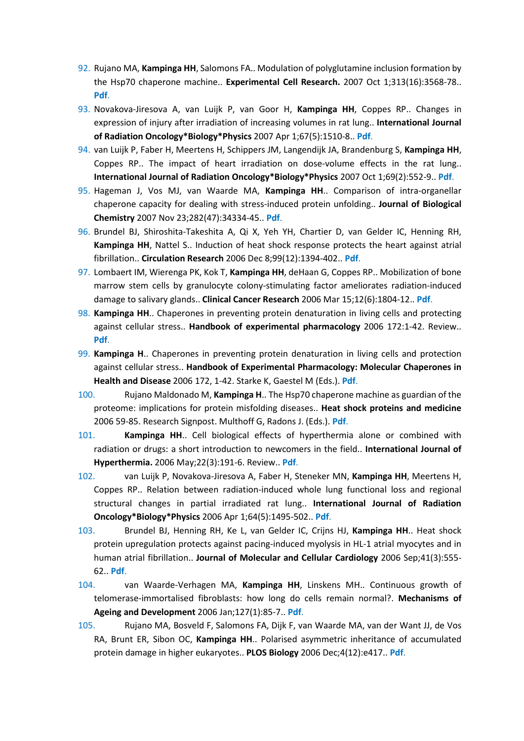92. Rujano MA, **Kampinga HH**, Salomons FA.. Modulation of polyglutamine inclusion formation by the Hsp70 chaperone machine.. **Experimental Cell Research.** 2007 Oct 1;313(16):3568-78.. **Pdf**.
93. Novakova-Jiresova A, van Luijk P, van Goor H, **Kampinga HH**, Coppes RP.. Changes in expression of injury after irradiation of increasing volumes in rat lung.. **International Journal of Radiation Oncology*Biology*Physics** 2007 Apr 1;67(5):1510-8.. **Pdf**.
94. van Luijk P, Faber H, Meertens H, Schippers JM, Langendijk JA, Brandenburg S, **Kampinga HH**, Coppes RP.. The impact of heart irradiation on dose-volume effects in the rat lung.. **International Journal of Radiation Oncology*Biology*Physics** 2007 Oct 1;69(2):552-9.. **Pdf**.
95. Hageman J, Vos MJ, van Waarde MA, **Kampinga HH**.. Comparison of intra-organellar chaperone capacity for dealing with stress-induced protein unfolding.. **Journal of Biological Chemistry** 2007 Nov 23;282(47):34334-45.. **Pdf**.
96. Brundel BJ, Shiroshita-Takeshita A, Qi X, Yeh YH, Chartier D, van Gelder IC, Henning RH, **Kampinga HH**, Nattel S.. Induction of heat shock response protects the heart against atrial fibrillation.. **Circulation Research** 2006 Dec 8;99(12):1394-402.. **Pdf**.
97. Lombaert IM, Wierenga PK, Kok T, **Kampinga HH**, deHaan G, Coppes RP.. Mobilization of bone marrow stem cells by granulocyte colony-stimulating factor ameliorates radiation-induced damage to salivary glands.. **Clinical Cancer Research** 2006 Mar 15;12(6):1804-12.. **Pdf**.
98. **Kampinga HH**.. Chaperones in preventing protein denaturation in living cells and protecting against cellular stress.. **Handbook of experimental pharmacology** 2006 172:1-42. Review.. **Pdf**.
99. **Kampinga H**.. Chaperones in preventing protein denaturation in living cells and protection against cellular stress.. **Handbook of Experimental Pharmacology: Molecular Chaperones in Health and Disease** 2006 172, 1-42. Starke K, Gaestel M (Eds.). **Pdf**.
100. Rujano Maldonado M, **Kampinga H**.. The Hsp70 chaperone machine as guardian of the proteome: implications for protein misfolding diseases.. **Heat shock proteins and medicine** 2006 59-85. Research Signpost. Multhoff G, Radons J. (Eds.). **Pdf**.
101. **Kampinga HH**.. Cell biological effects of hyperthermia alone or combined with radiation or drugs: a short introduction to newcomers in the field.. **International Journal of Hyperthermia.** 2006 May;22(3):191-6. Review.. **Pdf**.
102. van Luijk P, Novakova-Jiresova A, Faber H, Steneker MN, **Kampinga HH**, Meertens H, Coppes RP.. Relation between radiation-induced whole lung functional loss and regional structural changes in partial irradiated rat lung.. **International Journal of Radiation Oncology*Biology*Physics** 2006 Apr 1;64(5):1495-502.. **Pdf**.
103. Brundel BJ, Henning RH, Ke L, van Gelder IC, Crijns HJ, **Kampinga HH**.. Heat shock protein upregulation protects against pacing-induced myolysis in HL-1 atrial myocytes and in human atrial fibrillation.. **Journal of Molecular and Cellular Cardiology** 2006 Sep;41(3):555-62.. **Pdf**.
104. van Waarde-Verhagen MA, **Kampinga HH**, Linskens MH.. Continuous growth of telomerase-immortalised fibroblasts: how long do cells remain normal?. **Mechanisms of Ageing and Development** 2006 Jan;127(1):85-7.. **Pdf**.
105. Rujano MA, Bosveld F, Salomons FA, Dijk F, van Waarde MA, van der Want JJ, de Vos RA, Brunt ER, Sibon OC, **Kampinga HH**.. Polarised asymmetric inheritance of accumulated protein damage in higher eukaryotes.. **PLOS Biology** 2006 Dec;4(12):e417.. **Pdf**.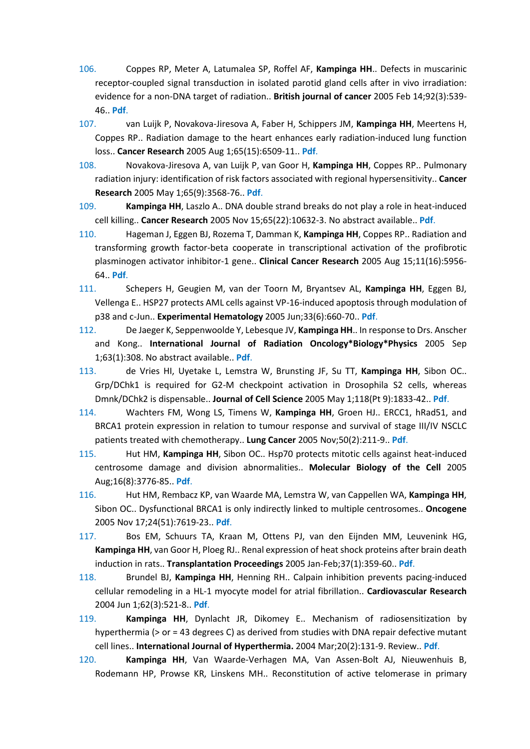106. Coppes RP, Meter A, Latumalea SP, Roffel AF, **Kampinga HH**.. Defects in muscarinic receptor-coupled signal transduction in isolated parotid gland cells after in vivo irradiation: evidence for a non-DNA target of radiation.. **British journal of cancer** 2005 Feb 14;92(3):539-46.. **Pdf.**

107. van Luijk P, Novakova-Jiresova A, Faber H, Schippers JM, **Kampinga HH**, Meertens H, Coppes RP.. Radiation damage to the heart enhances early radiation-induced lung function loss.. **Cancer Research** 2005 Aug 1;65(15):6509-11.. **Pdf.**

108. Novakova-Jiresova A, van Luijk P, van Goor H, **Kampinga HH**, Coppes RP.. Pulmonary radiation injury: identification of risk factors associated with regional hypersensitivity.. **Cancer Research** 2005 May 1;65(9):3568-76.. **Pdf.**

109. **Kampinga HH**, Laszlo A.. DNA double strand breaks do not play a role in heat-induced cell killing.. **Cancer Research** 2005 Nov 15;65(22):10632-3. No abstract available.. **Pdf.**

110. Hageman J, Eggen BJ, Rozema T, Damman K, **Kampinga HH**, Coppes RP.. Radiation and transforming growth factor-beta cooperate in transcriptional activation of the profibrotic plasminogen activator inhibitor-1 gene.. **Clinical Cancer Research** 2005 Aug 15;11(16):5956-64.. **Pdf.**

111. Schepers H, Geugien M, van der Toorn M, Bryantsev AL, **Kampinga HH**, Eggen BJ, Vellenga E.. HSP27 protects AML cells against VP-16-induced apoptosis through modulation of p38 and c-Jun.. **Experimental Hematology** 2005 Jun;33(6):660-70.. **Pdf.**

112. De Jaeger K, Seppenwoolde Y, Lebesque JV, **Kampinga HH**.. In response to Drs. Anscher and Kong.. **International Journal of Radiation Oncology*Biology*Physics** 2005 Sep 1;63(1):308. No abstract available.. **Pdf.**

113. de Vries HI, Uyetake L, Lemstra W, Brunsting JF, Su TT, **Kampinga HH**, Sibon OC.. Grp/DChk1 is required for G2-M checkpoint activation in Drosophila S2 cells, whereas Dmnk/DChk2 is dispensable.. **Journal of Cell Science** 2005 May 1;118(Pt 9):1833-42.. **Pdf.**

114. Wachters FM, Wong LS, Timens W, **Kampinga HH**, Groen HJ.. ERCC1, hRad51, and BRCA1 protein expression in relation to tumour response and survival of stage III/IV NSCLC patients treated with chemotherapy.. **Lung Cancer** 2005 Nov;50(2):211-9.. **Pdf.**

115. Hut HM, **Kampinga HH**, Sibon OC.. Hsp70 protects mitotic cells against heat-induced centrosome damage and division abnormalities.. **Molecular Biology of the Cell** 2005 Aug;16(8):3776-85.. **Pdf.**

116. Hut HM, Rembacz KP, van Waarde MA, Lemstra W, van Cappellen WA, **Kampinga HH**, Sibon OC.. Dysfunctional BRCA1 is only indirectly linked to multiple centrosomes.. **Oncogene** 2005 Nov 17;24(51):7619-23.. **Pdf.**

117. Bos EM, Schuurs TA, Kraan M, Ottens PJ, van den Eijnden MM, Leuvenink HG, **Kampinga HH**, van Goor H, Ploeg RJ.. Renal expression of heat shock proteins after brain death induction in rats.. **Transplantation Proceedings** 2005 Jan-Feb;37(1):359-60.. **Pdf.**

118. Brundel BJ, **Kampinga HH**, Henning RH.. Calpain inhibition prevents pacing-induced cellular remodeling in a HL-1 myocyte model for atrial fibrillation.. **Cardiovascular Research** 2004 Jun 1;62(3):521-8.. **Pdf.**

119. **Kampinga HH**, Dynlacht JR, Dikomey E.. Mechanism of radiosensitization by hyperthermia (> or = 43 degrees C) as derived from studies with DNA repair defective mutant cell lines.. **International Journal of Hyperthermia.** 2004 Mar;20(2):131-9. Review.. **Pdf.**

120. **Kampinga HH**, Van Waarde-Verhagen MA, Van Assen-Bolt AJ, Nieuwenhuis B, Rodemann HP, Prowse KR, Linskens MH.. Reconstitution of active telomerase in primary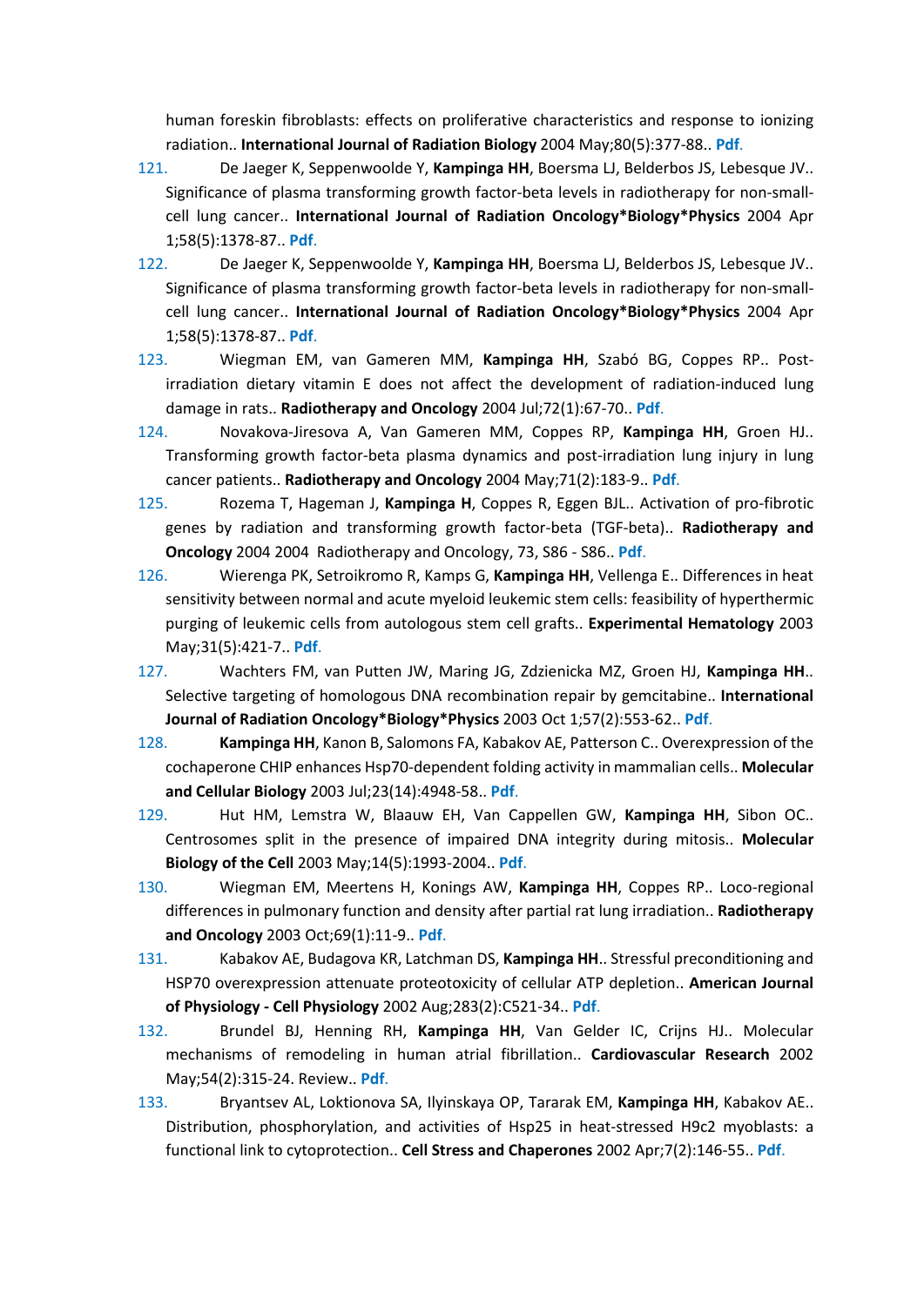human foreskin fibroblasts: effects on proliferative characteristics and response to ionizing radiation.. **International Journal of Radiation Biology** 2004 May;80(5):377-88.. **Pdf.**

121. De Jaeger K, Seppenwoolde Y, **Kampinga HH**, Boersma LJ, Belderbos JS, Lebesque JV.. Significance of plasma transforming growth factor-beta levels in radiotherapy for non-small-cell lung cancer.. **International Journal of Radiation Oncology*Biology*Physics** 2004 Apr 1;58(5):1378-87.. **Pdf.**

122. De Jaeger K, Seppenwoolde Y, **Kampinga HH**, Boersma LJ, Belderbos JS, Lebesque JV.. Significance of plasma transforming growth factor-beta levels in radiotherapy for non-small-cell lung cancer.. **International Journal of Radiation Oncology*Biology*Physics** 2004 Apr 1;58(5):1378-87.. **Pdf.**

123. Wiegman EM, van Gameren MM, **Kampinga HH**, Szabó BG, Coppes RP.. Post-irradiation dietary vitamin E does not affect the development of radiation-induced lung damage in rats.. **Radiotherapy and Oncology** 2004 Jul;72(1):67-70.. **Pdf.**

124. Novakova-Jiresova A, Van Gameren MM, Coppes RP, **Kampinga HH**, Groen HJ.. Transforming growth factor-beta plasma dynamics and post-irradiation lung injury in lung cancer patients.. **Radiotherapy and Oncology** 2004 May;71(2):183-9.. **Pdf.**

125. Rozema T, Hageman J, **Kampinga H**, Coppes R, Eggen BJL.. Activation of pro-fibrotic genes by radiation and transforming growth factor-beta (TGF-beta).. **Radiotherapy and Oncology** 2004 2004 Radiotherapy and Oncology, 73, S86 - S86.. **Pdf.**

126. Wierenga PK, Setroikromo R, Kamps G, **Kampinga HH**, Vellenga E.. Differences in heat sensitivity between normal and acute myeloid leukemic stem cells: feasibility of hyperthermic purging of leukemic cells from autologous stem cell grafts.. **Experimental Hematology** 2003 May;31(5):421-7.. **Pdf.**

127. Wachters FM, van Putten JW, Maring JG, Zdzienicka MZ, Groen HJ, **Kampinga HH**.. Selective targeting of homologous DNA recombination repair by gemcitabine.. **International Journal of Radiation Oncology*Biology*Physics** 2003 Oct 1;57(2):553-62.. **Pdf.**

128. **Kampinga HH**, Kanon B, Salomons FA, Kabakov AE, Patterson C.. Overexpression of the cochaperone CHIP enhances Hsp70-dependent folding activity in mammalian cells.. **Molecular and Cellular Biology** 2003 Jul;23(14):4948-58.. **Pdf.**

129. Hut HM, Lemstra W, Blaauw EH, Van Cappellen GW, **Kampinga HH**, Sibon OC.. Centrosomes split in the presence of impaired DNA integrity during mitosis.. **Molecular Biology of the Cell** 2003 May;14(5):1993-2004.. **Pdf.**

130. Wiegman EM, Meertens H, Konings AW, **Kampinga HH**, Coppes RP.. Loco-regional differences in pulmonary function and density after partial rat lung irradiation.. **Radiotherapy and Oncology** 2003 Oct;69(1):11-9.. **Pdf.**

131. Kabakov AE, Budagova KR, Latchman DS, **Kampinga HH**.. Stressful preconditioning and HSP70 overexpression attenuate proteotoxicity of cellular ATP depletion.. **American Journal of Physiology - Cell Physiology** 2002 Aug;283(2):C521-34.. **Pdf.**

132. Brundel BJ, Henning RH, **Kampinga HH**, Van Gelder IC, Crijns HJ.. Molecular mechanisms of remodeling in human atrial fibrillation.. **Cardiovascular Research** 2002 May;54(2):315-24. Review.. **Pdf.**

133. Bryantsev AL, Loktionova SA, Ilyinskaya OP, Tararak EM, **Kampinga HH**, Kabakov AE.. Distribution, phosphorylation, and activities of Hsp25 in heat-stressed H9c2 myoblasts: a functional link to cytoprotection.. **Cell Stress and Chaperones** 2002 Apr;7(2):146-55.. **Pdf.**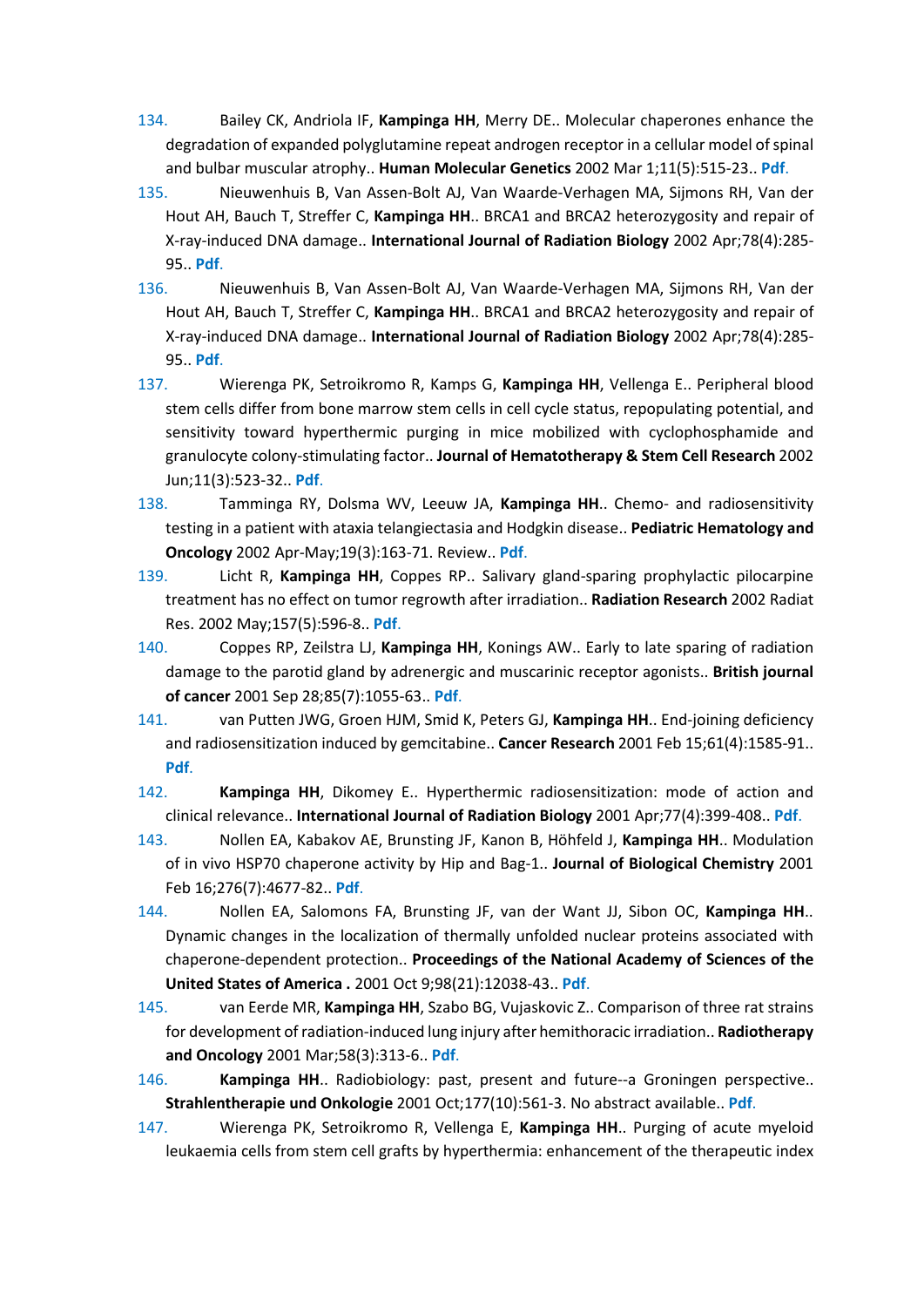134. Bailey CK, Andriola IF, **Kampinga HH**, Merry DE.. Molecular chaperones enhance the degradation of expanded polyglutamine repeat androgen receptor in a cellular model of spinal and bulbar muscular atrophy.. **Human Molecular Genetics** 2002 Mar 1;11(5):515-23.. **Pdf**.

135. Nieuwenhuis B, Van Assen-Bolt AJ, Van Waarde-Verhagen MA, Sijmons RH, Van der Hout AH, Bauch T, Streffer C, **Kampinga HH**.. BRCA1 and BRCA2 heterozygosity and repair of X-ray-induced DNA damage.. **International Journal of Radiation Biology** 2002 Apr;78(4):285-95.. **Pdf**.

136. Nieuwenhuis B, Van Assen-Bolt AJ, Van Waarde-Verhagen MA, Sijmons RH, Van der Hout AH, Bauch T, Streffer C, **Kampinga HH**.. BRCA1 and BRCA2 heterozygosity and repair of X-ray-induced DNA damage.. **International Journal of Radiation Biology** 2002 Apr;78(4):285-95.. **Pdf**.

137. Wierenga PK, Setroikromo R, Kamps G, **Kampinga HH**, Vellenga E.. Peripheral blood stem cells differ from bone marrow stem cells in cell cycle status, repopulating potential, and sensitivity toward hyperthermic purging in mice mobilized with cyclophosphamide and granulocyte colony-stimulating factor.. **Journal of Hematotherapy & Stem Cell Research** 2002 Jun;11(3):523-32.. **Pdf**.

138. Tamminga RY, Dolsma WV, Leeuw JA, **Kampinga HH**.. Chemo- and radiosensitivity testing in a patient with ataxia telangiectasia and Hodgkin disease.. **Pediatric Hematology and Oncology** 2002 Apr-May;19(3):163-71. Review.. **Pdf**.

139. Licht R, **Kampinga HH**, Coppes RP.. Salivary gland-sparing prophylactic pilocarpine treatment has no effect on tumor regrowth after irradiation.. **Radiation Research** 2002 Radiat Res. 2002 May;157(5):596-8.. **Pdf**.

140. Coppes RP, Zeilstra LJ, **Kampinga HH**, Konings AW.. Early to late sparing of radiation damage to the parotid gland by adrenergic and muscarinic receptor agonists.. **British journal of cancer** 2001 Sep 28;85(7):1055-63.. **Pdf**.

141. van Putten JWG, Groen HJM, Smid K, Peters GJ, **Kampinga HH**.. End-joining deficiency and radiosensitization induced by gemcitabine.. **Cancer Research** 2001 Feb 15;61(4):1585-91.. **Pdf**.

142. **Kampinga HH**, Dikomey E.. Hyperthermic radiosensitization: mode of action and clinical relevance.. **International Journal of Radiation Biology** 2001 Apr;77(4):399-408.. **Pdf**.

143. Nollen EA, Kabakov AE, Brunsting JF, Kanon B, Höhfeld J, **Kampinga HH**.. Modulation of in vivo HSP70 chaperone activity by Hip and Bag-1.. **Journal of Biological Chemistry** 2001 Feb 16;276(7):4677-82.. **Pdf**.

144. Nollen EA, Salomons FA, Brunsting JF, van der Want JJ, Sibon OC, **Kampinga HH**.. Dynamic changes in the localization of thermally unfolded nuclear proteins associated with chaperone-dependent protection.. **Proceedings of the National Academy of Sciences of the United States of America .** 2001 Oct 9;98(21):12038-43.. **Pdf**.

145. van Eerde MR, **Kampinga HH**, Szabo BG, Vujaskovic Z.. Comparison of three rat strains for development of radiation-induced lung injury after hemithoracic irradiation.. **Radiotherapy and Oncology** 2001 Mar;58(3):313-6.. **Pdf**.

146. **Kampinga HH**.. Radiobiology: past, present and future--a Groningen perspective.. **Strahlentherapie und Onkologie** 2001 Oct;177(10):561-3. No abstract available.. **Pdf**.

147. Wierenga PK, Setroikromo R, Vellenga E, **Kampinga HH**.. Purging of acute myeloid leukaemia cells from stem cell grafts by hyperthermia: enhancement of the therapeutic index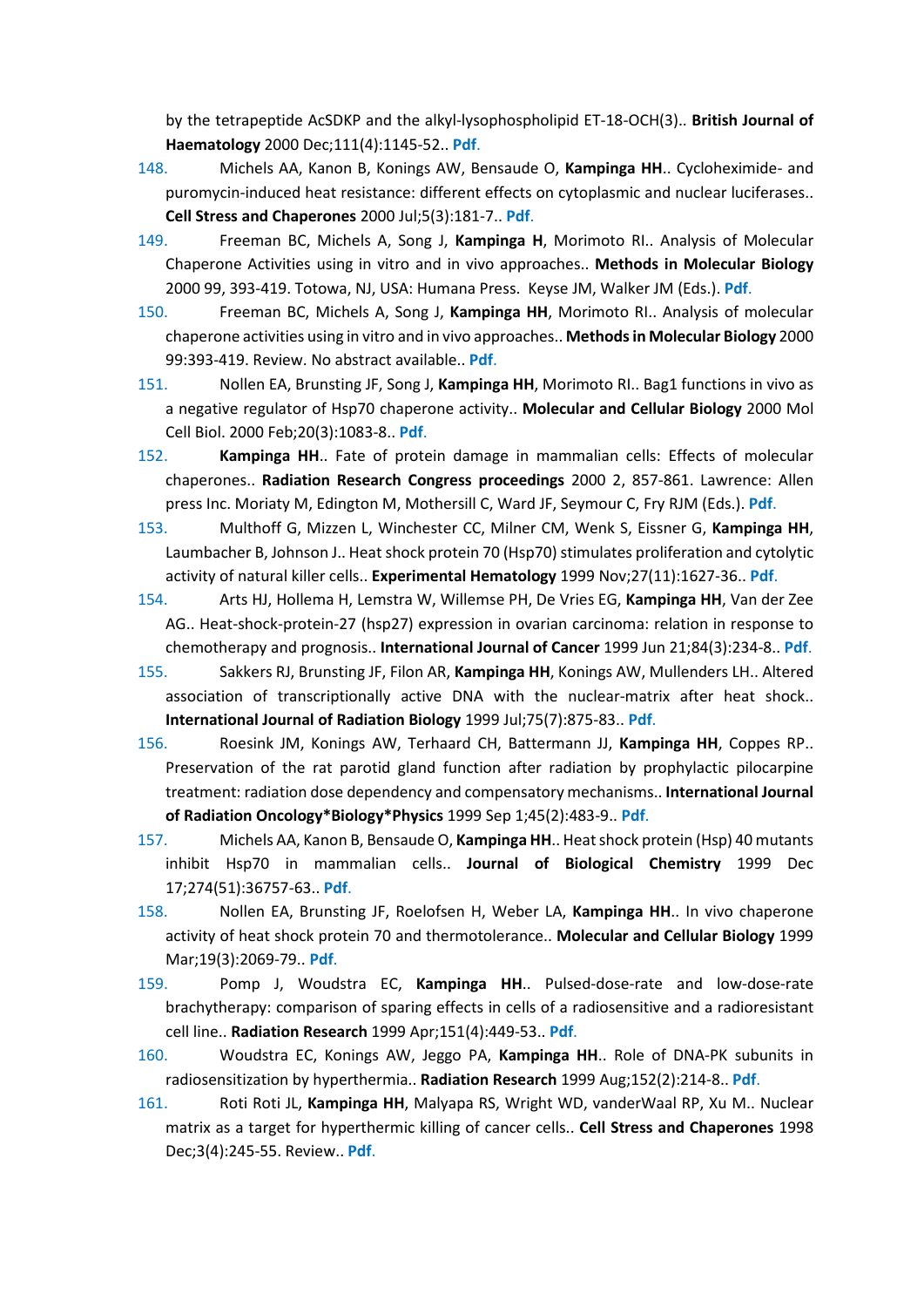by the tetrapeptide AcSDKP and the alkyl-lysophospholipid ET-18-OCH(3).. **British Journal of Haematology** 2000 Dec;111(4):1145-52.. Pdf.

148. Michels AA, Kanon B, Konings AW, Bensaude O, **Kampinga HH**.. Cycloheximide- and puromycin-induced heat resistance: different effects on cytoplasmic and nuclear luciferases.. **Cell Stress and Chaperones** 2000 Jul;5(3):181-7.. Pdf.

149. Freeman BC, Michels A, Song J, **Kampinga H**, Morimoto RI.. Analysis of Molecular Chaperone Activities using in vitro and in vivo approaches.. **Methods in Molecular Biology** 2000 99, 393-419. Totowa, NJ, USA: Humana Press. Keyse JM, Walker JM (Eds.). Pdf.

150. Freeman BC, Michels A, Song J, **Kampinga HH**, Morimoto RI.. Analysis of molecular chaperone activities using in vitro and in vivo approaches.. **Methods in Molecular Biology** 2000 99:393-419. Review. No abstract available.. Pdf.

151. Nollen EA, Brunsting JF, Song J, **Kampinga HH**, Morimoto RI.. Bag1 functions in vivo as a negative regulator of Hsp70 chaperone activity.. **Molecular and Cellular Biology** 2000 Mol Cell Biol. 2000 Feb;20(3):1083-8.. Pdf.

152. **Kampinga HH**.. Fate of protein damage in mammalian cells: Effects of molecular chaperones.. **Radiation Research Congress proceedings** 2000 2, 857-861. Lawrence: Allen press Inc. Moriaty M, Edington M, Mothersill C, Ward JF, Seymour C, Fry RJM (Eds.). Pdf.

153. Multhoff G, Mizzen L, Winchester CC, Milner CM, Wenk S, Eissner G, **Kampinga HH**, Laumbacher B, Johnson J.. Heat shock protein 70 (Hsp70) stimulates proliferation and cytolytic activity of natural killer cells.. **Experimental Hematology** 1999 Nov;27(11):1627-36.. Pdf.

154. Arts HJ, Hollema H, Lemstra W, Willemse PH, De Vries EG, **Kampinga HH**, Van der Zee AG.. Heat-shock-protein-27 (hsp27) expression in ovarian carcinoma: relation in response to chemotherapy and prognosis.. **International Journal of Cancer** 1999 Jun 21;84(3):234-8.. Pdf.

155. Sakkers RJ, Brunsting JF, Filon AR, **Kampinga HH**, Konings AW, Mullenders LH.. Altered association of transcriptionally active DNA with the nuclear-matrix after heat shock.. **International Journal of Radiation Biology** 1999 Jul;75(7):875-83.. Pdf.

156. Roesink JM, Konings AW, Terhaard CH, Battermann JJ, **Kampinga HH**, Coppes RP.. Preservation of the rat parotid gland function after radiation by prophylactic pilocarpine treatment: radiation dose dependency and compensatory mechanisms.. **International Journal of Radiation Oncology*Biology*Physics** 1999 Sep 1;45(2):483-9.. Pdf.

157. Michels AA, Kanon B, Bensaude O, **Kampinga HH**.. Heat shock protein (Hsp) 40 mutants inhibit Hsp70 in mammalian cells.. **Journal of Biological Chemistry** 1999 Dec 17;274(51):36757-63.. Pdf.

158. Nollen EA, Brunsting JF, Roelofsen H, Weber LA, **Kampinga HH**.. In vivo chaperone activity of heat shock protein 70 and thermotolerance.. **Molecular and Cellular Biology** 1999 Mar;19(3):2069-79.. Pdf.

159. Pomp J, Woudstra EC, **Kampinga HH**.. Pulsed-dose-rate and low-dose-rate brachytherapy: comparison of sparing effects in cells of a radiosensitive and a radioresistant cell line.. **Radiation Research** 1999 Apr;151(4):449-53.. Pdf.

160. Woudstra EC, Konings AW, Jeggo PA, **Kampinga HH**.. Role of DNA-PK subunits in radiosensitization by hyperthermia.. **Radiation Research** 1999 Aug;152(2):214-8.. Pdf.

161. Roti Roti JL, **Kampinga HH**, Malyapa RS, Wright WD, vanderWaal RP, Xu M.. Nuclear matrix as a target for hyperthermic killing of cancer cells.. **Cell Stress and Chaperones** 1998 Dec;3(4):245-55. Review.. Pdf.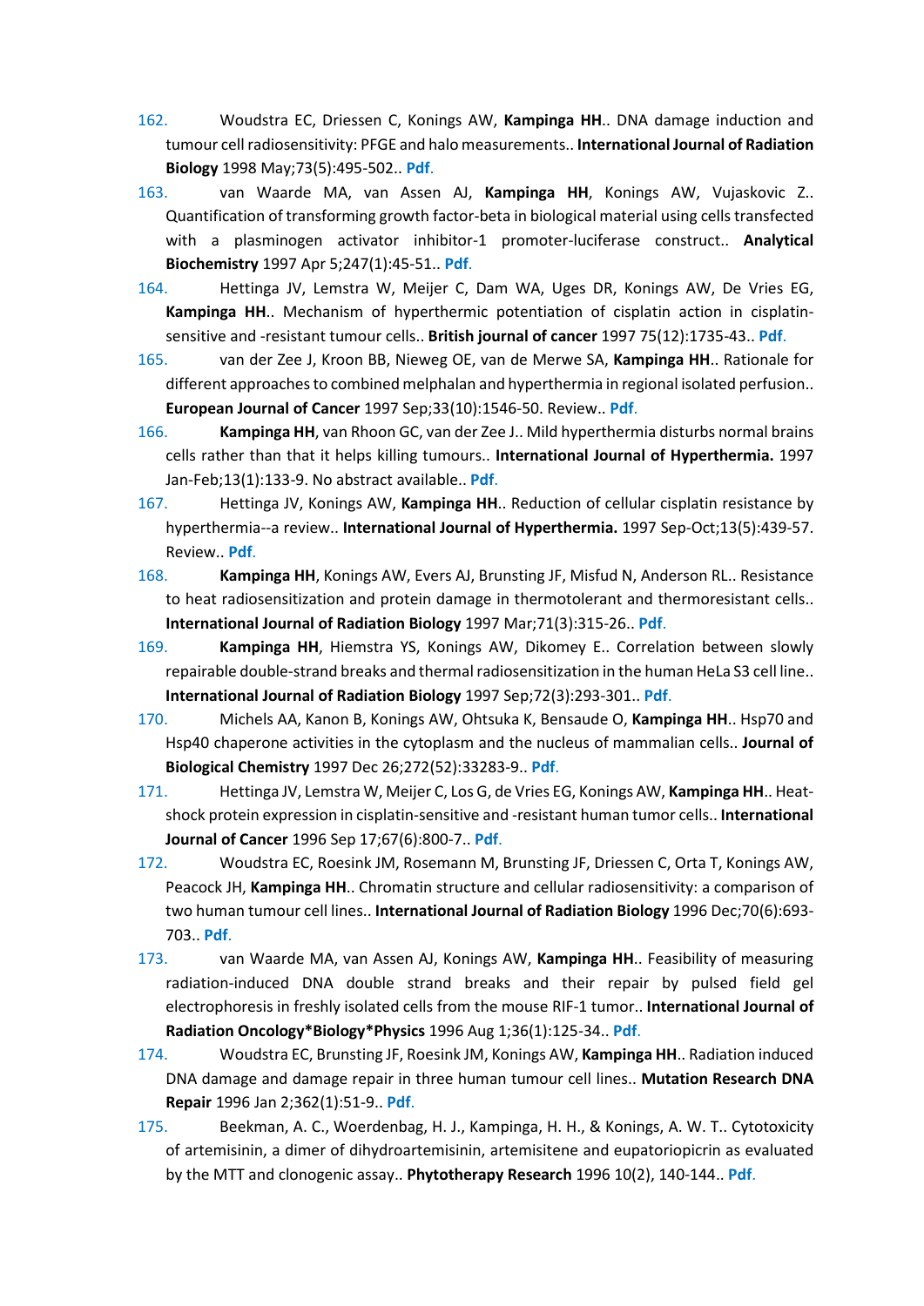162. Woudstra EC, Driessen C, Konings AW, **Kampinga HH**.. DNA damage induction and tumour cell radiosensitivity: PFGE and halo measurements.. **International Journal of Radiation Biology** 1998 May;73(5):495-502.. **Pdf**.

163. van Waarde MA, van Assen AJ, **Kampinga HH**, Konings AW, Vujaskovic Z.. Quantification of transforming growth factor-beta in biological material using cells transfected with a plasminogen activator inhibitor-1 promoter-luciferase construct.. **Analytical Biochemistry** 1997 Apr 5;247(1):45-51.. **Pdf**.

164. Hettinga JV, Lemstra W, Meijer C, Dam WA, Uges DR, Konings AW, De Vries EG, **Kampinga HH**.. Mechanism of hyperthermic potentiation of cisplatin action in cisplatin-sensitive and -resistant tumour cells.. **British journal of cancer** 1997 75(12):1735-43.. **Pdf**.

165. van der Zee J, Kroon BB, Nieweg OE, van de Merwe SA, **Kampinga HH**.. Rationale for different approaches to combined melphalan and hyperthermia in regional isolated perfusion.. **European Journal of Cancer** 1997 Sep;33(10):1546-50. Review.. **Pdf**.

166. **Kampinga HH**, van Rhoon GC, van der Zee J.. Mild hyperthermia disturbs normal brains cells rather than that it helps killing tumours.. **International Journal of Hyperthermia.** 1997 Jan-Feb;13(1):133-9. No abstract available.. **Pdf**.

167. Hettinga JV, Konings AW, **Kampinga HH**.. Reduction of cellular cisplatin resistance by hyperthermia--a review.. **International Journal of Hyperthermia.** 1997 Sep-Oct;13(5):439-57. Review.. **Pdf**.

168. **Kampinga HH**, Konings AW, Evers AJ, Brunsting JF, Misfud N, Anderson RL.. Resistance to heat radiosensitization and protein damage in thermotolerant and thermoresistant cells.. **International Journal of Radiation Biology** 1997 Mar;71(3):315-26.. **Pdf**.

169. **Kampinga HH**, Hiemstra YS, Konings AW, Dikomey E.. Correlation between slowly repairable double-strand breaks and thermal radiosensitization in the human HeLa S3 cell line.. **International Journal of Radiation Biology** 1997 Sep;72(3):293-301.. **Pdf**.

170. Michels AA, Kanon B, Konings AW, Ohtsuka K, Bensaude O, **Kampinga HH**.. Hsp70 and Hsp40 chaperone activities in the cytoplasm and the nucleus of mammalian cells.. **Journal of Biological Chemistry** 1997 Dec 26;272(52):33283-9.. **Pdf**.

171. Hettinga JV, Lemstra W, Meijer C, Los G, de Vries EG, Konings AW, **Kampinga HH**.. Heat-shock protein expression in cisplatin-sensitive and -resistant human tumor cells.. **International Journal of Cancer** 1996 Sep 17;67(6):800-7.. **Pdf**.

172. Woudstra EC, Roesink JM, Rosemann M, Brunsting JF, Driessen C, Orta T, Konings AW, Peacock JH, **Kampinga HH**.. Chromatin structure and cellular radiosensitivity: a comparison of two human tumour cell lines.. **International Journal of Radiation Biology** 1996 Dec;70(6):693-703.. **Pdf**.

173. van Waarde MA, van Assen AJ, Konings AW, **Kampinga HH**.. Feasibility of measuring radiation-induced DNA double strand breaks and their repair by pulsed field gel electrophoresis in freshly isolated cells from the mouse RIF-1 tumor.. **International Journal of Radiation Oncology*Biology*Physics** 1996 Aug 1;36(1):125-34.. **Pdf**.

174. Woudstra EC, Brunsting JF, Roesink JM, Konings AW, **Kampinga HH**.. Radiation induced DNA damage and damage repair in three human tumour cell lines.. **Mutation Research DNA Repair** 1996 Jan 2;362(1):51-9.. **Pdf**.

175. Beekman, A. C., Woerdenbag, H. J., Kampinga, H. H., & Konings, A. W. T.. Cytotoxicity of artemisinin, a dimer of dihydroartemisinin, artemisitene and eupatoriopicrin as evaluated by the MTT and clonogenic assay.. **Phytotherapy Research** 1996 10(2), 140-144.. **Pdf**.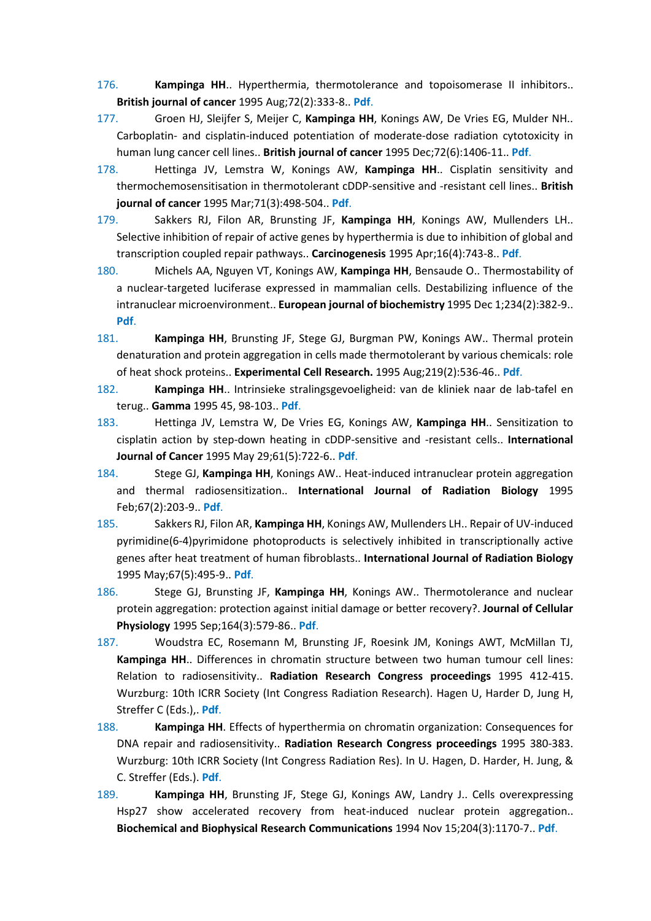176. **Kampinga HH**.. Hyperthermia, thermotolerance and topoisomerase II inhibitors.. **British journal of cancer** 1995 Aug;72(2):333-8.. **Pdf**.

177. Groen HJ, Sleijfer S, Meijer C, **Kampinga HH**, Konings AW, De Vries EG, Mulder NH.. Carboplatin- and cisplatin-induced potentiation of moderate-dose radiation cytotoxicity in human lung cancer cell lines.. **British journal of cancer** 1995 Dec;72(6):1406-11.. **Pdf**.

178. Hettinga JV, Lemstra W, Konings AW, **Kampinga HH**.. Cisplatin sensitivity and thermochemosensitisation in thermotolerant cDDP-sensitive and -resistant cell lines.. **British journal of cancer** 1995 Mar;71(3):498-504.. **Pdf**.

179. Sakkers RJ, Filon AR, Brunsting JF, **Kampinga HH**, Konings AW, Mullenders LH.. Selective inhibition of repair of active genes by hyperthermia is due to inhibition of global and transcription coupled repair pathways.. **Carcinogenesis** 1995 Apr;16(4):743-8.. **Pdf**.

180. Michels AA, Nguyen VT, Konings AW, **Kampinga HH**, Bensaude O.. Thermostability of a nuclear-targeted luciferase expressed in mammalian cells. Destabilizing influence of the intranuclear microenvironment.. **European journal of biochemistry** 1995 Dec 1;234(2):382-9.. **Pdf**.

181. **Kampinga HH**, Brunsting JF, Stege GJ, Burgman PW, Konings AW.. Thermal protein denaturation and protein aggregation in cells made thermotolerant by various chemicals: role of heat shock proteins.. **Experimental Cell Research.** 1995 Aug;219(2):536-46.. **Pdf**.

182. **Kampinga HH**.. Intrinsieke stralingsgevoeligheid: van de kliniek naar de lab-tafel en terug.. **Gamma** 1995 45, 98-103.. **Pdf**.

183. Hettinga JV, Lemstra W, De Vries EG, Konings AW, **Kampinga HH**.. Sensitization to cisplatin action by step-down heating in cDDP-sensitive and -resistant cells.. **International Journal of Cancer** 1995 May 29;61(5):722-6.. **Pdf**.

184. Stege GJ, **Kampinga HH**, Konings AW.. Heat-induced intranuclear protein aggregation and thermal radiosensitization.. **International Journal of Radiation Biology** 1995 Feb;67(2):203-9.. **Pdf**.

185. Sakkers RJ, Filon AR, **Kampinga HH**, Konings AW, Mullenders LH.. Repair of UV-induced pyrimidine(6-4)pyrimidone photoproducts is selectively inhibited in transcriptionally active genes after heat treatment of human fibroblasts.. **International Journal of Radiation Biology** 1995 May;67(5):495-9.. **Pdf**.

186. Stege GJ, Brunsting JF, **Kampinga HH**, Konings AW.. Thermotolerance and nuclear protein aggregation: protection against initial damage or better recovery?. **Journal of Cellular Physiology** 1995 Sep;164(3):579-86.. **Pdf**.

187. Woudstra EC, Rosemann M, Brunsting JF, Roesink JM, Konings AWT, McMillan TJ, **Kampinga HH**.. Differences in chromatin structure between two human tumour cell lines: Relation to radiosensitivity.. **Radiation Research Congress proceedings** 1995 412-415. Wurzburg: 10th ICRR Society (Int Congress Radiation Research). Hagen U, Harder D, Jung H, Streffer C (Eds.),. **Pdf**.

188. **Kampinga HH**. Effects of hyperthermia on chromatin organization: Consequences for DNA repair and radiosensitivity.. **Radiation Research Congress proceedings** 1995 380-383. Wurzburg: 10th ICRR Society (Int Congress Radiation Res). In U. Hagen, D. Harder, H. Jung, & C. Streffer (Eds.). **Pdf**.

189. **Kampinga HH**, Brunsting JF, Stege GJ, Konings AW, Landry J.. Cells overexpressing Hsp27 show accelerated recovery from heat-induced nuclear protein aggregation.. **Biochemical and Biophysical Research Communications** 1994 Nov 15;204(3):1170-7.. **Pdf**.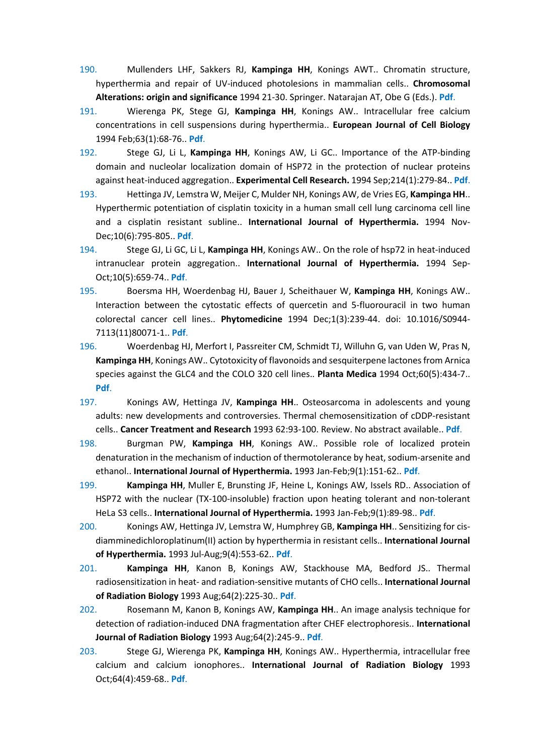190. Mullenders LHF, Sakkers RJ, **Kampinga HH**, Konings AWT.. Chromatin structure, hyperthermia and repair of UV-induced photolesions in mammalian cells.. **Chromosomal Alterations: origin and significance** 1994 21-30. Springer. Natarajan AT, Obe G (Eds.). **Pdf**.

191. Wierenga PK, Stege GJ, **Kampinga HH**, Konings AW.. Intracellular free calcium concentrations in cell suspensions during hyperthermia.. **European Journal of Cell Biology** 1994 Feb;63(1):68-76.. **Pdf**.

192. Stege GJ, Li L, **Kampinga HH**, Konings AW, Li GC.. Importance of the ATP-binding domain and nucleolar localization domain of HSP72 in the protection of nuclear proteins against heat-induced aggregation.. **Experimental Cell Research.** 1994 Sep;214(1):279-84.. **Pdf**.

193. Hettinga JV, Lemstra W, Meijer C, Mulder NH, Konings AW, de Vries EG, **Kampinga HH**.. Hyperthermic potentiation of cisplatin toxicity in a human small cell lung carcinoma cell line and a cisplatin resistant subline.. **International Journal of Hyperthermia.** 1994 Nov-Dec;10(6):795-805.. **Pdf**.

194. Stege GJ, Li GC, Li L, **Kampinga HH**, Konings AW.. On the role of hsp72 in heat-induced intranuclear protein aggregation.. **International Journal of Hyperthermia.** 1994 Sep-Oct;10(5):659-74.. **Pdf**.

195. Boersma HH, Woerdenbag HJ, Bauer J, Scheithauer W, **Kampinga HH**, Konings AW.. Interaction between the cytostatic effects of quercetin and 5-fluorouracil in two human colorectal cancer cell lines.. **Phytomedicine** 1994 Dec;1(3):239-44. doi: 10.1016/S0944-7113(11)80071-1.. **Pdf**.

196. Woerdenbag HJ, Merfort I, Passreiter CM, Schmidt TJ, Willuhn G, van Uden W, Pras N, **Kampinga HH**, Konings AW.. Cytotoxicity of flavonoids and sesquiterpene lactones from Arnica species against the GLC4 and the COLO 320 cell lines.. **Planta Medica** 1994 Oct;60(5):434-7.. **Pdf**.

197. Konings AW, Hettinga JV, **Kampinga HH**.. Osteosarcoma in adolescents and young adults: new developments and controversies. Thermal chemosensitization of cDDP-resistant cells.. **Cancer Treatment and Research** 1993 62:93-100. Review. No abstract available.. **Pdf**.

198. Burgman PW, **Kampinga HH**, Konings AW.. Possible role of localized protein denaturation in the mechanism of induction of thermotolerance by heat, sodium-arsenite and ethanol.. **International Journal of Hyperthermia.** 1993 Jan-Feb;9(1):151-62.. **Pdf**.

199. **Kampinga HH**, Muller E, Brunsting JF, Heine L, Konings AW, Issels RD.. Association of HSP72 with the nuclear (TX-100-insoluble) fraction upon heating tolerant and non-tolerant HeLa S3 cells.. **International Journal of Hyperthermia.** 1993 Jan-Feb;9(1):89-98.. **Pdf**.

200. Konings AW, Hettinga JV, Lemstra W, Humphrey GB, **Kampinga HH**.. Sensitizing for cis-diamminedichloroplatinum(II) action by hyperthermia in resistant cells.. **International Journal of Hyperthermia.** 1993 Jul-Aug;9(4):553-62.. **Pdf**.

201. **Kampinga HH**, Kanon B, Konings AW, Stackhouse MA, Bedford JS.. Thermal radiosensitization in heat- and radiation-sensitive mutants of CHO cells.. **International Journal of Radiation Biology** 1993 Aug;64(2):225-30.. **Pdf**.

202. Rosemann M, Kanon B, Konings AW, **Kampinga HH**.. An image analysis technique for detection of radiation-induced DNA fragmentation after CHEF electrophoresis.. **International Journal of Radiation Biology** 1993 Aug;64(2):245-9.. **Pdf**.

203. Stege GJ, Wierenga PK, **Kampinga HH**, Konings AW.. Hyperthermia, intracellular free calcium and calcium ionophores.. **International Journal of Radiation Biology** 1993 Oct;64(4):459-68.. **Pdf**.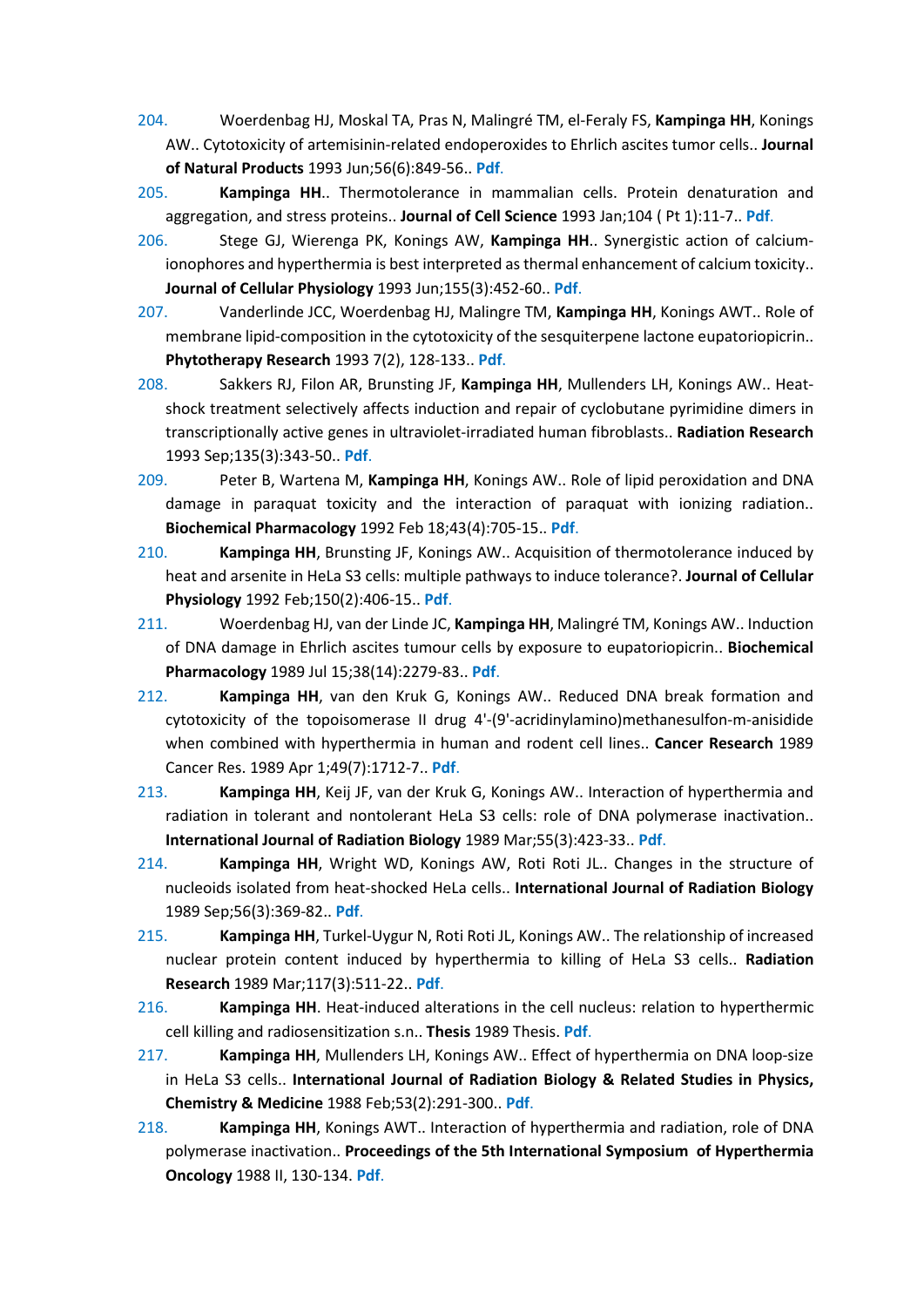204. Woerdenbag HJ, Moskal TA, Pras N, Malingré TM, el-Feraly FS, **Kampinga HH**, Konings AW.. Cytotoxicity of artemisinin-related endoperoxides to Ehrlich ascites tumor cells.. **Journal of Natural Products** 1993 Jun;56(6):849-56.. Pdf.

205. **Kampinga HH**.. Thermotolerance in mammalian cells. Protein denaturation and aggregation, and stress proteins.. **Journal of Cell Science** 1993 Jan;104 ( Pt 1):11-7.. Pdf.

206. Stege GJ, Wierenga PK, Konings AW, **Kampinga HH**.. Synergistic action of calcium-ionophores and hyperthermia is best interpreted as thermal enhancement of calcium toxicity.. **Journal of Cellular Physiology** 1993 Jun;155(3):452-60.. Pdf.

207. Vanderlinde JCC, Woerdenbag HJ, Malingre TM, **Kampinga HH**, Konings AWT.. Role of membrane lipid-composition in the cytotoxicity of the sesquiterpene lactone eupatoriopicrin.. **Phytotherapy Research** 1993 7(2), 128-133.. Pdf.

208. Sakkers RJ, Filon AR, Brunsting JF, **Kampinga HH**, Mullenders LH, Konings AW.. Heat-shock treatment selectively affects induction and repair of cyclobutane pyrimidine dimers in transcriptionally active genes in ultraviolet-irradiated human fibroblasts.. **Radiation Research** 1993 Sep;135(3):343-50.. Pdf.

209. Peter B, Wartena M, **Kampinga HH**, Konings AW.. Role of lipid peroxidation and DNA damage in paraquat toxicity and the interaction of paraquat with ionizing radiation.. **Biochemical Pharmacology** 1992 Feb 18;43(4):705-15.. Pdf.

210. **Kampinga HH**, Brunsting JF, Konings AW.. Acquisition of thermotolerance induced by heat and arsenite in HeLa S3 cells: multiple pathways to induce tolerance?. **Journal of Cellular Physiology** 1992 Feb;150(2):406-15.. Pdf.

211. Woerdenbag HJ, van der Linde JC, **Kampinga HH**, Malingré TM, Konings AW.. Induction of DNA damage in Ehrlich ascites tumour cells by exposure to eupatoriopicrin.. **Biochemical Pharmacology** 1989 Jul 15;38(14):2279-83.. Pdf.

212. **Kampinga HH**, van den Kruk G, Konings AW.. Reduced DNA break formation and cytotoxicity of the topoisomerase II drug 4'-(9'-acridinylamino)methanesulfon-m-anisidide when combined with hyperthermia in human and rodent cell lines.. **Cancer Research** 1989 Cancer Res. 1989 Apr 1;49(7):1712-7.. Pdf.

213. **Kampinga HH**, Keij JF, van der Kruk G, Konings AW.. Interaction of hyperthermia and radiation in tolerant and nontolerant HeLa S3 cells: role of DNA polymerase inactivation.. **International Journal of Radiation Biology** 1989 Mar;55(3):423-33.. Pdf.

214. **Kampinga HH**, Wright WD, Konings AW, Roti Roti JL.. Changes in the structure of nucleoids isolated from heat-shocked HeLa cells.. **International Journal of Radiation Biology** 1989 Sep;56(3):369-82.. Pdf.

215. **Kampinga HH**, Turkel-Uygur N, Roti Roti JL, Konings AW.. The relationship of increased nuclear protein content induced by hyperthermia to killing of HeLa S3 cells.. **Radiation Research** 1989 Mar;117(3):511-22.. Pdf.

216. **Kampinga HH**. Heat-induced alterations in the cell nucleus: relation to hyperthermic cell killing and radiosensitization s.n.. **Thesis** 1989 Thesis. Pdf.

217. **Kampinga HH**, Mullenders LH, Konings AW.. Effect of hyperthermia on DNA loop-size in HeLa S3 cells.. **International Journal of Radiation Biology & Related Studies in Physics, Chemistry & Medicine** 1988 Feb;53(2):291-300.. Pdf.

218. **Kampinga HH**, Konings AWT.. Interaction of hyperthermia and radiation, role of DNA polymerase inactivation.. **Proceedings of the 5th International Symposium of Hyperthermia Oncology** 1988 II, 130-134. Pdf.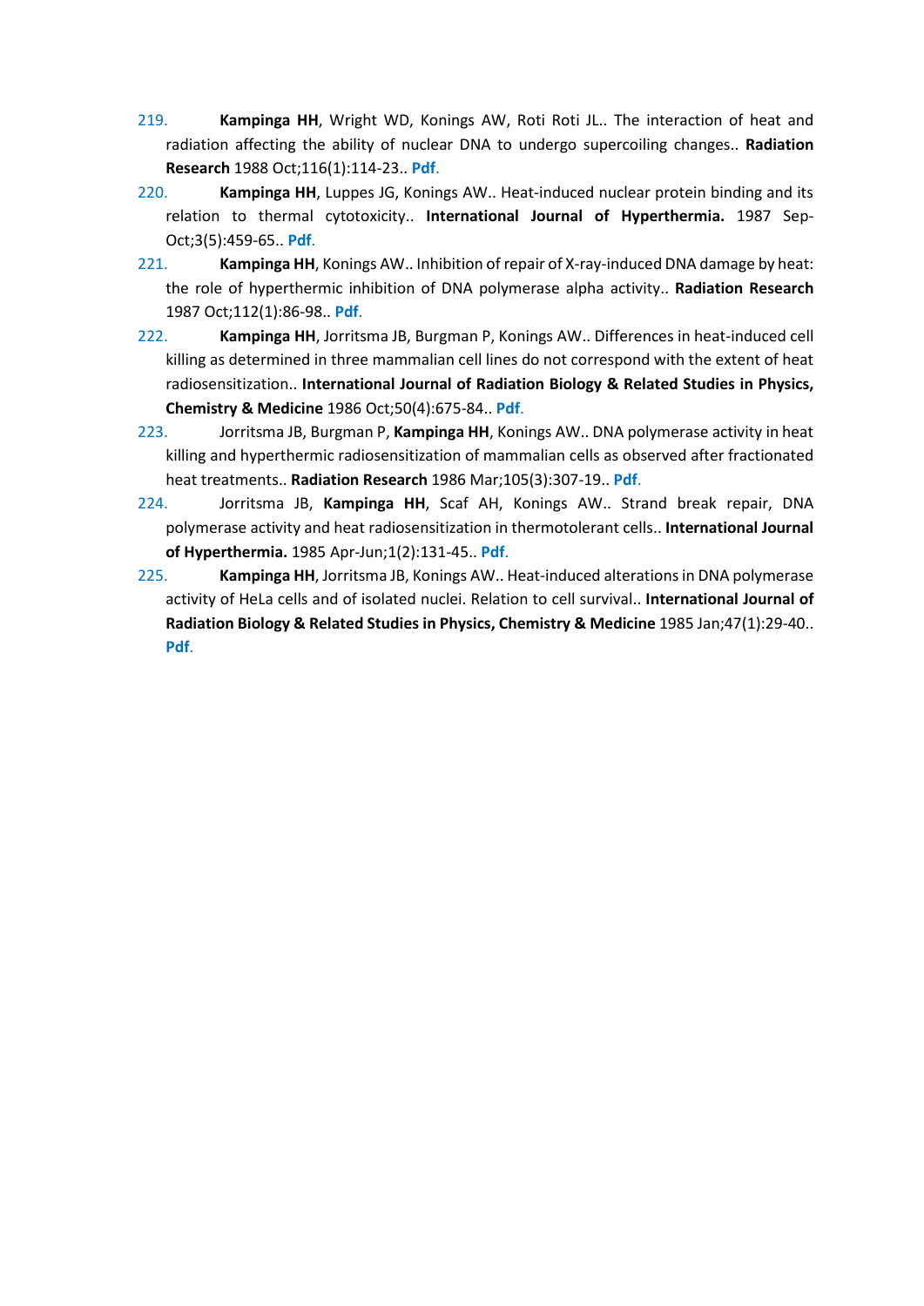219. **Kampinga HH**, Wright WD, Konings AW, Roti Roti JL.. The interaction of heat and radiation affecting the ability of nuclear DNA to undergo supercoiling changes.. **Radiation Research** 1988 Oct;116(1):114-23.. **Pdf**.

220. **Kampinga HH**, Luppes JG, Konings AW.. Heat-induced nuclear protein binding and its relation to thermal cytotoxicity.. **International Journal of Hyperthermia.** 1987 Sep-Oct;3(5):459-65.. **Pdf**.

221. **Kampinga HH**, Konings AW.. Inhibition of repair of X-ray-induced DNA damage by heat: the role of hyperthermic inhibition of DNA polymerase alpha activity.. **Radiation Research** 1987 Oct;112(1):86-98.. **Pdf**.

222. **Kampinga HH**, Jorritsma JB, Burgman P, Konings AW.. Differences in heat-induced cell killing as determined in three mammalian cell lines do not correspond with the extent of heat radiosensitization.. **International Journal of Radiation Biology & Related Studies in Physics, Chemistry & Medicine** 1986 Oct;50(4):675-84.. **Pdf**.

223. Jorritsma JB, Burgman P, **Kampinga HH**, Konings AW.. DNA polymerase activity in heat killing and hyperthermic radiosensitization of mammalian cells as observed after fractionated heat treatments.. **Radiation Research** 1986 Mar;105(3):307-19.. **Pdf**.

224. Jorritsma JB, **Kampinga HH**, Scaf AH, Konings AW.. Strand break repair, DNA polymerase activity and heat radiosensitization in thermotolerant cells.. **International Journal of Hyperthermia.** 1985 Apr-Jun;1(2):131-45.. **Pdf**.

225. **Kampinga HH**, Jorritsma JB, Konings AW.. Heat-induced alterations in DNA polymerase activity of HeLa cells and of isolated nuclei. Relation to cell survival.. **International Journal of Radiation Biology & Related Studies in Physics, Chemistry & Medicine** 1985 Jan;47(1):29-40.. **Pdf**.